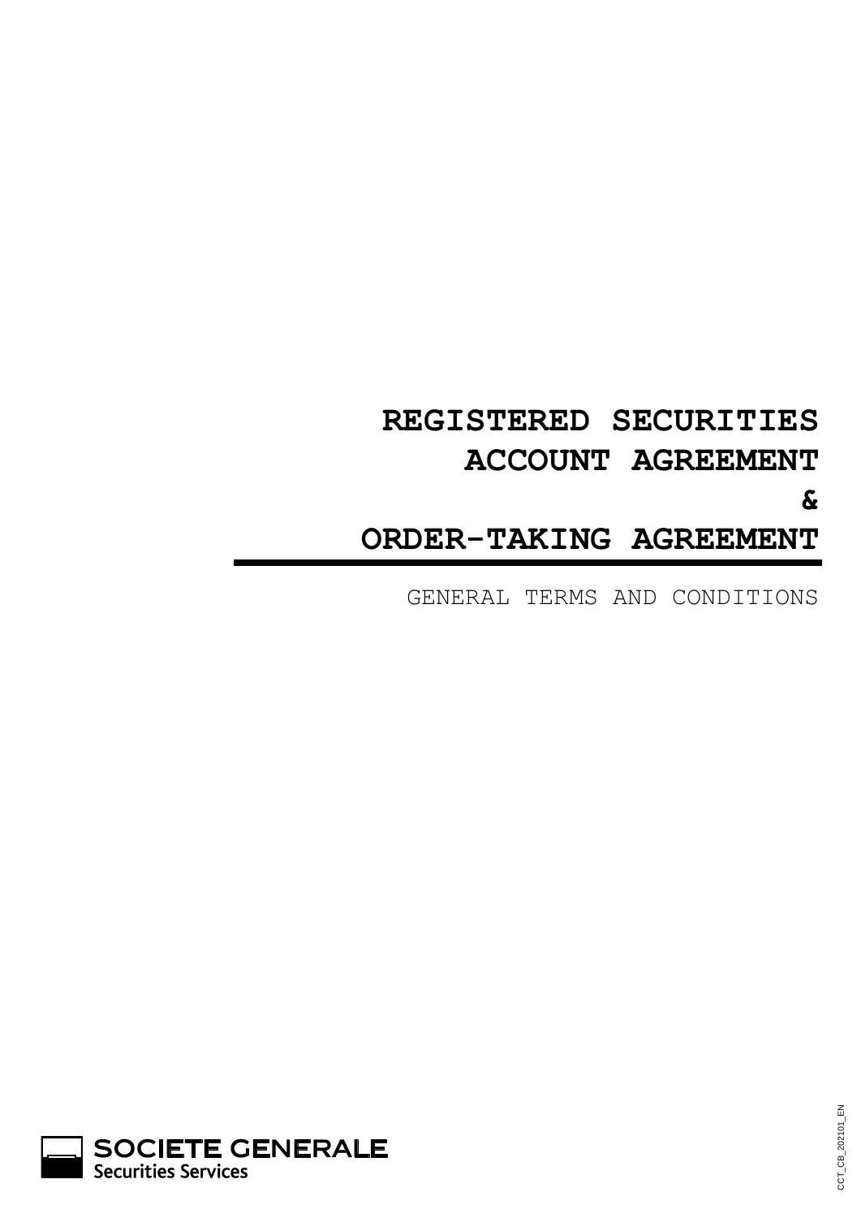# REGISTERED SECURITIES ACCOUNT AGREEMENT & ORDER-TAKING AGREEMENT

GENERAL TERMS AND CONDITIONS

SOCIETE GENERALE
Securities Services

CCT_CB_202101_EN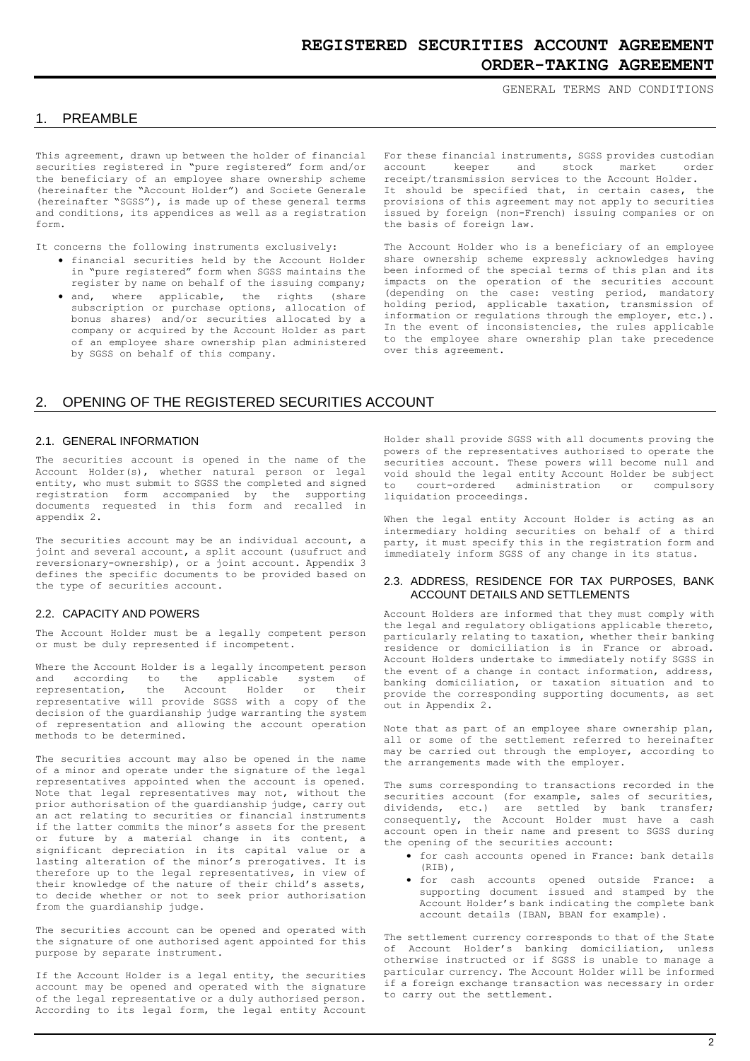# REGISTERED SECURITIES ACCOUNT AGREEMENT
# ORDER-TAKING AGREEMENT

GENERAL TERMS AND CONDITIONS

## 1. PREAMBLE

This agreement, drawn up between the holder of financial securities registered in "pure registered" form and/or the beneficiary of an employee share ownership scheme (hereinafter the "Account Holder") and Societe Generale (hereinafter "SGSS"), is made up of these general terms and conditions, its appendices as well as a registration form.

It concerns the following instruments exclusively:

- financial securities held by the Account Holder in "pure registered" form when SGSS maintains the register by name on behalf of the issuing company;
- and, where applicable, the rights (share subscription or purchase options, allocation of bonus shares) and/or securities allocated by a company or acquired by the Account Holder as part of an employee share ownership plan administered by SGSS on behalf of this company.

For these financial instruments, SGSS provides custodian account keeper and stock market order receipt/transmission services to the Account Holder.
It should be specified that, in certain cases, the provisions of this agreement may not apply to securities issued by foreign (non-French) issuing companies or on the basis of foreign law.

The Account Holder who is a beneficiary of an employee share ownership scheme expressly acknowledges having been informed of the special terms of this plan and its impacts on the operation of the securities account (depending on the case: vesting period, mandatory holding period, applicable taxation, transmission of information or regulations through the employer, etc.). In the event of inconsistencies, the rules applicable to the employee share ownership plan take precedence over this agreement.

## 2. OPENING OF THE REGISTERED SECURITIES ACCOUNT

### 2.1. GENERAL INFORMATION

The securities account is opened in the name of the Account Holder(s), whether natural person or legal entity, who must submit to SGSS the completed and signed registration form accompanied by the supporting documents requested in this form and recalled in appendix 2.

The securities account may be an individual account, a joint and several account, a split account (usufruct and reversionary-ownership), or a joint account. Appendix 3 defines the specific documents to be provided based on the type of securities account.

### 2.2. CAPACITY AND POWERS

The Account Holder must be a legally competent person or must be duly represented if incompetent.

Where the Account Holder is a legally incompetent person and according to the applicable system of representation, the Account Holder or their representative will provide SGSS with a copy of the decision of the guardianship judge warranting the system of representation and allowing the account operation methods to be determined.

The securities account may also be opened in the name of a minor and operate under the signature of the legal representatives appointed when the account is opened. Note that legal representatives may not, without the prior authorisation of the guardianship judge, carry out an act relating to securities or financial instruments if the latter commits the minor's assets for the present or future by a material change in its content, a significant depreciation in its capital value or a lasting alteration of the minor's prerogatives. It is therefore up to the legal representatives, in view of their knowledge of the nature of their child's assets, to decide whether or not to seek prior authorisation from the guardianship judge.

The securities account can be opened and operated with the signature of one authorised agent appointed for this purpose by separate instrument.

If the Account Holder is a legal entity, the securities account may be opened and operated with the signature of the legal representative or a duly authorised person. According to its legal form, the legal entity Account Holder shall provide SGSS with all documents proving the powers of the representatives authorised to operate the securities account. These powers will become null and void should the legal entity Account Holder be subject to court-ordered administration or compulsory liquidation proceedings.

When the legal entity Account Holder is acting as an intermediary holding securities on behalf of a third party, it must specify this in the registration form and immediately inform SGSS of any change in its status.

### 2.3. ADDRESS, RESIDENCE FOR TAX PURPOSES, BANK ACCOUNT DETAILS AND SETTLEMENTS

Account Holders are informed that they must comply with the legal and regulatory obligations applicable thereto, particularly relating to taxation, whether their banking residence or domiciliation is in France or abroad. Account Holders undertake to immediately notify SGSS in the event of a change in contact information, address, banking domiciliation, or taxation situation and to provide the corresponding supporting documents, as set out in Appendix 2.

Note that as part of an employee share ownership plan, all or some of the settlement referred to hereinafter may be carried out through the employer, according to the arrangements made with the employer.

The sums corresponding to transactions recorded in the securities account (for example, sales of securities, dividends, etc.) are settled by bank transfer; consequently, the Account Holder must have a cash account open in their name and present to SGSS during the opening of the securities account:

- for cash accounts opened in France: bank details (RIB),
- for cash accounts opened outside France: a supporting document issued and stamped by the Account Holder's bank indicating the complete bank account details (IBAN, BBAN for example).

The settlement currency corresponds to that of the State of Account Holder's banking domiciliation, unless otherwise instructed or if SGSS is unable to manage a particular currency. The Account Holder will be informed if a foreign exchange transaction was necessary in order to carry out the settlement.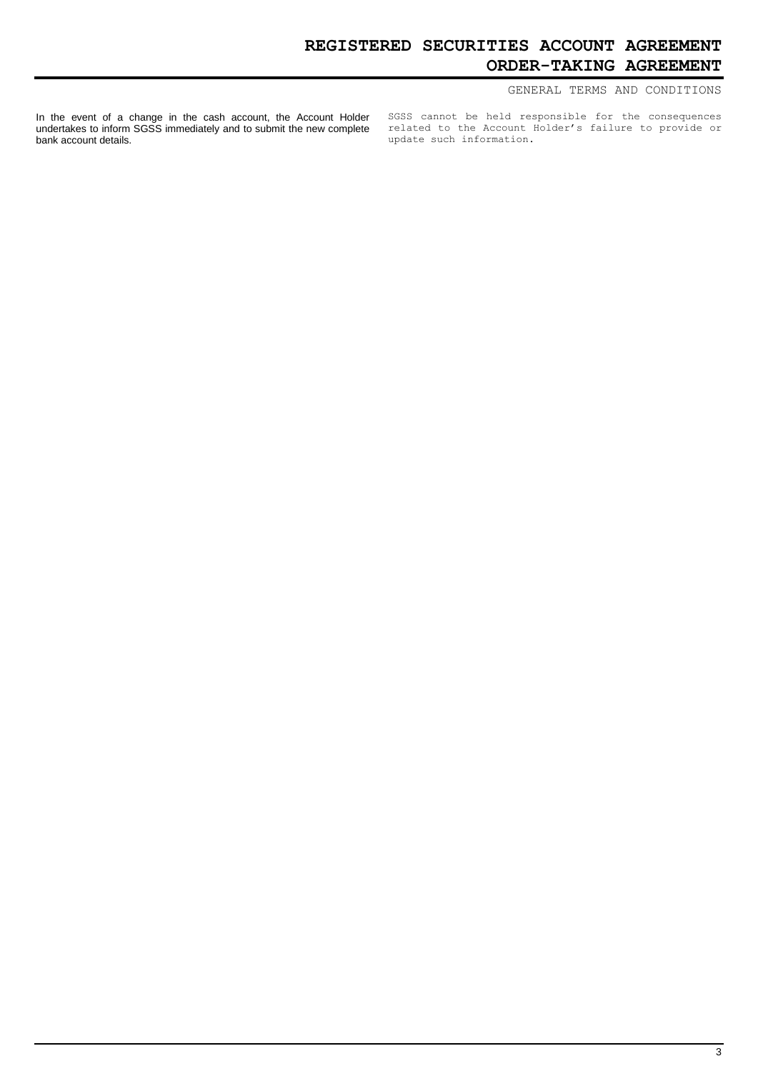In the event of a change in the cash account, the Account Holder undertakes to inform SGSS immediately and to submit the new complete bank account details.

SGSS cannot be held responsible for the consequences related to the Account Holder's failure to provide or update such information.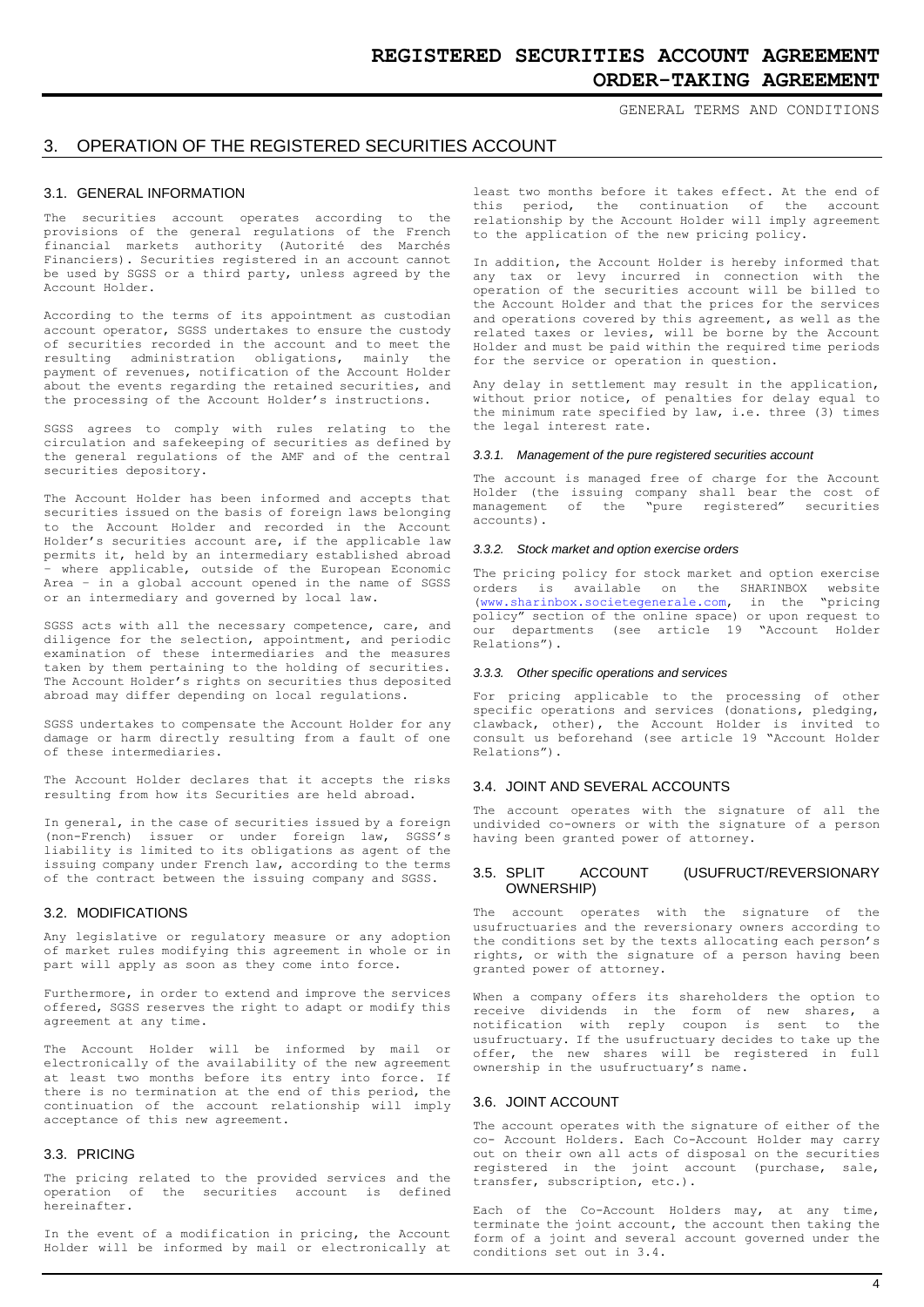## 3. OPERATION OF THE REGISTERED SECURITIES ACCOUNT

### 3.1. GENERAL INFORMATION

The securities account operates according to the provisions of the general regulations of the French financial markets authority (Autorité des Marchés Financiers). Securities registered in an account cannot be used by SGSS or a third party, unless agreed by the Account Holder.

According to the terms of its appointment as custodian account operator, SGSS undertakes to ensure the custody of securities recorded in the account and to meet the resulting administration obligations, mainly the payment of revenues, notification of the Account Holder about the events regarding the retained securities, and the processing of the Account Holder's instructions.

SGSS agrees to comply with rules relating to the circulation and safekeeping of securities as defined by the general regulations of the AMF and of the central securities depository.

The Account Holder has been informed and accepts that securities issued on the basis of foreign laws belonging to the Account Holder and recorded in the Account Holder's securities account are, if the applicable law permits it, held by an intermediary established abroad – where applicable, outside of the European Economic Area – in a global account opened in the name of SGSS or an intermediary and governed by local law.

SGSS acts with all the necessary competence, care, and diligence for the selection, appointment, and periodic examination of these intermediaries and the measures taken by them pertaining to the holding of securities. The Account Holder's rights on securities thus deposited abroad may differ depending on local regulations.

SGSS undertakes to compensate the Account Holder for any damage or harm directly resulting from a fault of one of these intermediaries.

The Account Holder declares that it accepts the risks resulting from how its Securities are held abroad.

In general, in the case of securities issued by a foreign (non-French) issuer or under foreign law, SGSS's liability is limited to its obligations as agent of the issuing company under French law, according to the terms of the contract between the issuing company and SGSS.

### 3.2. MODIFICATIONS

Any legislative or regulatory measure or any adoption of market rules modifying this agreement in whole or in part will apply as soon as they come into force.

Furthermore, in order to extend and improve the services offered, SGSS reserves the right to adapt or modify this agreement at any time.

The Account Holder will be informed by mail or electronically of the availability of the new agreement at least two months before its entry into force. If there is no termination at the end of this period, the continuation of the account relationship will imply acceptance of this new agreement.

### 3.3. PRICING

The pricing related to the provided services and the operation of the securities account is defined hereinafter.

In the event of a modification in pricing, the Account Holder will be informed by mail or electronically at least two months before it takes effect. At the end of this period, the continuation of the account relationship by the Account Holder will imply agreement to the application of the new pricing policy.

In addition, the Account Holder is hereby informed that any tax or levy incurred in connection with the operation of the securities account will be billed to the Account Holder and that the prices for the services and operations covered by this agreement, as well as the related taxes or levies, will be borne by the Account Holder and must be paid within the required time periods for the service or operation in question.

Any delay in settlement may result in the application, without prior notice, of penalties for delay equal to the minimum rate specified by law, i.e. three (3) times the legal interest rate.

#### *3.3.1. Management of the pure registered securities account*

The account is managed free of charge for the Account Holder (the issuing company shall bear the cost of management of the "pure registered" securities accounts).

#### *3.3.2. Stock market and option exercise orders*

The pricing policy for stock market and option exercise orders is available on the SHARINBOX website (www.sharinbox.societegenerale.com, in the "pricing policy" section of the online space) or upon request to our departments (see article 19 "Account Holder Relations").

#### *3.3.3. Other specific operations and services*

For pricing applicable to the processing of other specific operations and services (donations, pledging, clawback, other), the Account Holder is invited to consult us beforehand (see article 19 "Account Holder Relations").

### 3.4. JOINT AND SEVERAL ACCOUNTS

The account operates with the signature of all the undivided co-owners or with the signature of a person having been granted power of attorney.

### 3.5. SPLIT ACCOUNT (USUFRUCT/REVERSIONARY OWNERSHIP)

The account operates with the signature of the usufructuaries and the reversionary owners according to the conditions set by the texts allocating each person's rights, or with the signature of a person having been granted power of attorney.

When a company offers its shareholders the option to receive dividends in the form of new shares, a notification with reply coupon is sent to the usufructuary. If the usufructuary decides to take up the offer, the new shares will be registered in full ownership in the usufructuary's name.

### 3.6. JOINT ACCOUNT

The account operates with the signature of either of the co- Account Holders. Each Co-Account Holder may carry out on their own all acts of disposal on the securities registered in the joint account (purchase, sale, transfer, subscription, etc.).

Each of the Co-Account Holders may, at any time, terminate the joint account, the account then taking the form of a joint and several account governed under the conditions set out in 3.4.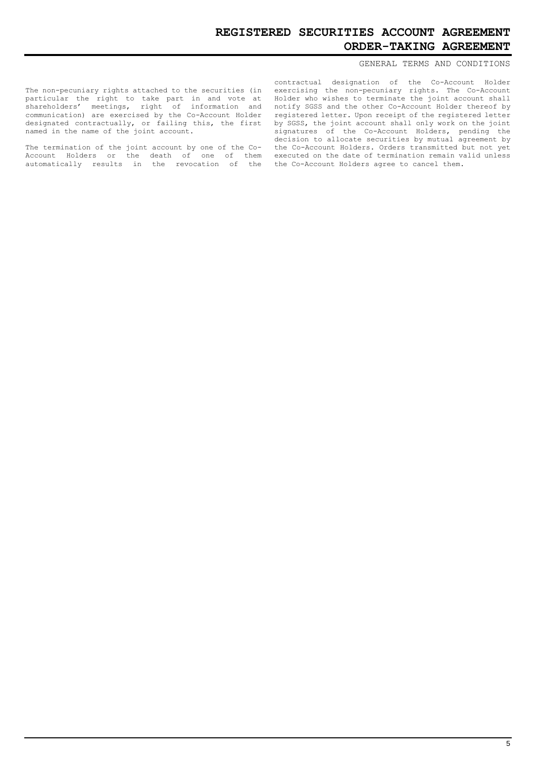The non-pecuniary rights attached to the securities (in particular the right to take part in and vote at shareholders' meetings, right of information and communication) are exercised by the Co-Account Holder designated contractually, or failing this, the first named in the name of the joint account.

The termination of the joint account by one of the Co-Account Holders or the death of one of them automatically results in the revocation of the contractual designation of the Co-Account Holder exercising the non-pecuniary rights. The Co-Account Holder who wishes to terminate the joint account shall notify SGSS and the other Co-Account Holder thereof by registered letter. Upon receipt of the registered letter by SGSS, the joint account shall only work on the joint signatures of the Co-Account Holders, pending the decision to allocate securities by mutual agreement by the Co-Account Holders. Orders transmitted but not yet executed on the date of termination remain valid unless the Co-Account Holders agree to cancel them.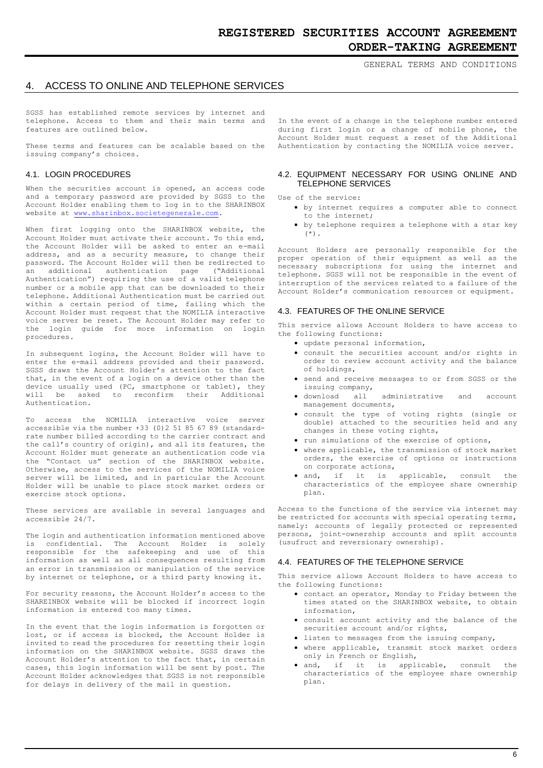## 4. ACCESS TO ONLINE AND TELEPHONE SERVICES

SGSS has established remote services by internet and telephone. Access to them and their main terms and features are outlined below.

These terms and features can be scalable based on the issuing company's choices.

### 4.1. LOGIN PROCEDURES

When the securities account is opened, an access code and a temporary password are provided by SGSS to the Account Holder enabling them to log in to the SHARINBOX website at www.sharinbox.societegenerale.com.

When first logging onto the SHARINBOX website, the Account Holder must activate their account. To this end, the Account Holder will be asked to enter an e-mail address, and as a security measure, to change their password. The Account Holder will then be redirected to an additional authentication page ("Additional Authentication") requiring the use of a valid telephone number or a mobile app that can be downloaded to their telephone. Additional Authentication must be carried out within a certain period of time, failing which the Account Holder must request that the NOMILIA interactive voice server be reset. The Account Holder may refer to the login guide for more information on login procedures.

In subsequent logins, the Account Holder will have to enter the e-mail address provided and their password. SGSS draws the Account Holder's attention to the fact that, in the event of a login on a device other than the device usually used (PC, smartphone or tablet), they will be asked to reconfirm their Additional Authentication.

To access the NOMILIA interactive voice server accessible via the number +33 (0)2 51 85 67 89 (standard-rate number billed according to the carrier contract and the call's country of origin), and all its features, the Account Holder must generate an authentication code via the "Contact us" section of the SHARINBOX website. Otherwise, access to the services of the NOMILIA voice server will be limited, and in particular the Account Holder will be unable to place stock market orders or exercise stock options.

These services are available in several languages and accessible 24/7.

The login and authentication information mentioned above is confidential. The Account Holder is solely responsible for the safekeeping and use of this information as well as all consequences resulting from an error in transmission or manipulation of the service by internet or telephone, or a third party knowing it.

For security reasons, the Account Holder's access to the SHAREINBOX website will be blocked if incorrect login information is entered too many times.

In the event that the login information is forgotten or lost, or if access is blocked, the Account Holder is invited to read the procedures for resetting their login information on the SHARINBOX website. SGSS draws the Account Holder's attention to the fact that, in certain cases, this login information will be sent by post. The Account Holder acknowledges that SGSS is not responsible for delays in delivery of the mail in question.

In the event of a change in the telephone number entered during first login or a change of mobile phone, the Account Holder must request a reset of the Additional Authentication by contacting the NOMILIA voice server.

### 4.2. EQUIPMENT NECESSARY FOR USING ONLINE AND TELEPHONE SERVICES

Use of the service:

- by internet requires a computer able to connect to the internet;
- by telephone requires a telephone with a star key (*).

Account Holders are personally responsible for the proper operation of their equipment as well as the necessary subscriptions for using the internet and telephone. SGSS will not be responsible in the event of interruption of the services related to a failure of the Account Holder's communication resources or equipment.

### 4.3. FEATURES OF THE ONLINE SERVICE

This service allows Account Holders to have access to the following functions:

- update personal information,
- consult the securities account and/or rights in order to review account activity and the balance of holdings,
- send and receive messages to or from SGSS or the issuing company,
- download all administrative and account management documents,
- consult the type of voting rights (single or double) attached to the securities held and any changes in these voting rights,
- run simulations of the exercise of options,
- where applicable, the transmission of stock market orders, the exercise of options or instructions on corporate actions,
- and, if it is applicable, consult the characteristics of the employee share ownership plan.

Access to the functions of the service via internet may be restricted for accounts with special operating terms, namely: accounts of legally protected or represented persons, joint-ownership accounts and split accounts (usufruct and reversionary ownership).

### 4.4. FEATURES OF THE TELEPHONE SERVICE

This service allows Account Holders to have access to the following functions:

- contact an operator, Monday to Friday between the times stated on the SHARINBOX website, to obtain information,
- consult account activity and the balance of the securities account and/or rights,
- listen to messages from the issuing company,
- where applicable, transmit stock market orders only in French or English,
- and, if it is applicable, consult the characteristics of the employee share ownership plan.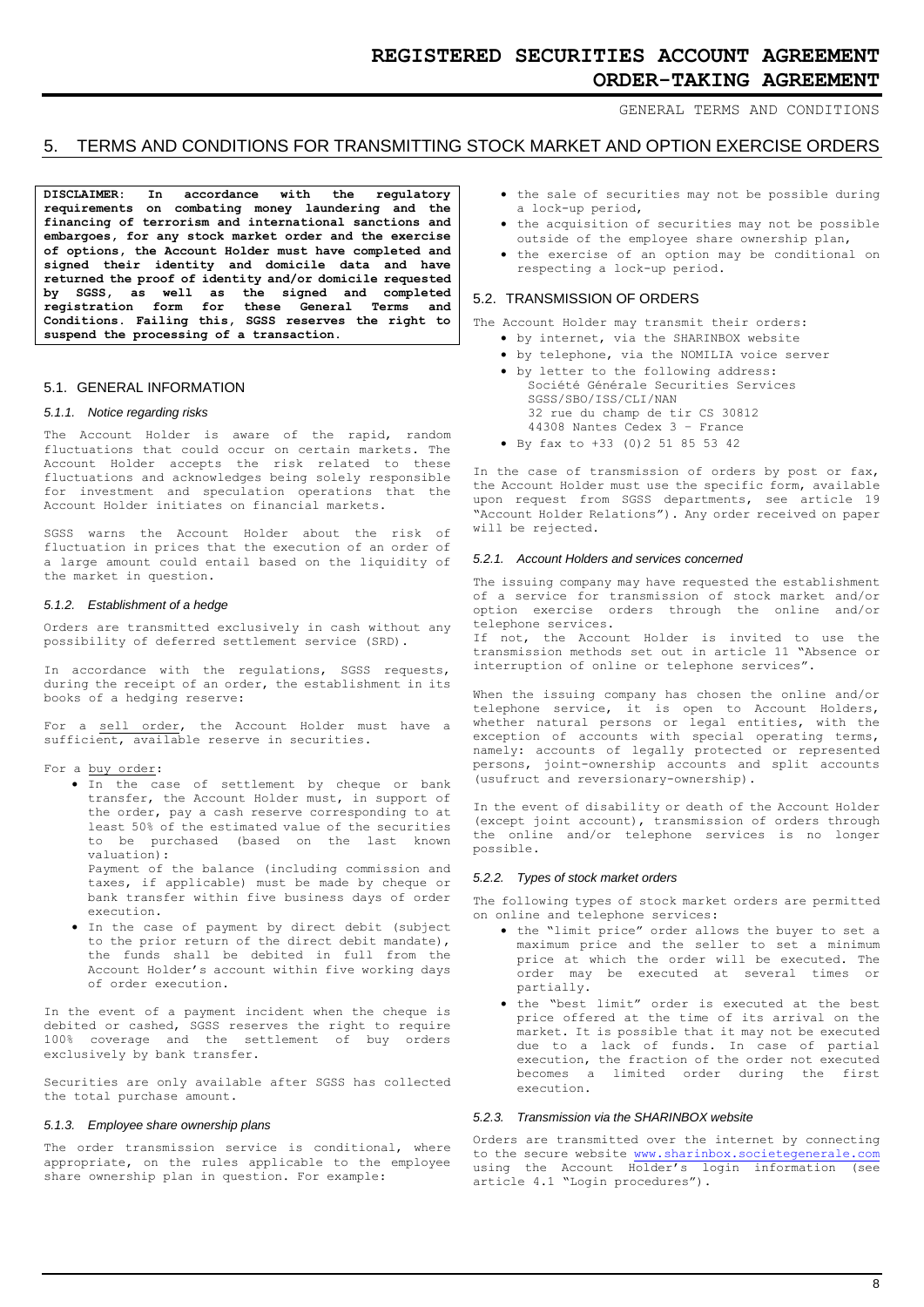# 5. TERMS AND CONDITIONS FOR TRANSMITTING STOCK MARKET AND OPTION EXERCISE ORDERS

**DISCLAIMER: In accordance with the regulatory requirements on combating money laundering and the financing of terrorism and international sanctions and embargoes, for any stock market order and the exercise of options, the Account Holder must have completed and signed their identity and domicile data and have returned the proof of identity and/or domicile requested by SGSS, as well as the signed and completed registration form for these General Terms and Conditions. Failing this, SGSS reserves the right to suspend the processing of a transaction.**

## 5.1. GENERAL INFORMATION

### *5.1.1. Notice regarding risks*

The Account Holder is aware of the rapid, random fluctuations that could occur on certain markets. The Account Holder accepts the risk related to these fluctuations and acknowledges being solely responsible for investment and speculation operations that the Account Holder initiates on financial markets.

SGSS warns the Account Holder about the risk of fluctuation in prices that the execution of an order of a large amount could entail based on the liquidity of the market in question.

### *5.1.2. Establishment of a hedge*

Orders are transmitted exclusively in cash without any possibility of deferred settlement service (SRD).

In accordance with the regulations, SGSS requests, during the receipt of an order, the establishment in its books of a hedging reserve:

For a sell order, the Account Holder must have a sufficient, available reserve in securities.

For a buy order:

- In the case of settlement by cheque or bank transfer, the Account Holder must, in support of the order, pay a cash reserve corresponding to at least 50% of the estimated value of the securities to be purchased (based on the last known valuation):
  Payment of the balance (including commission and taxes, if applicable) must be made by cheque or bank transfer within five business days of order execution.
- In the case of payment by direct debit (subject to the prior return of the direct debit mandate), the funds shall be debited in full from the Account Holder's account within five working days of order execution.

In the event of a payment incident when the cheque is debited or cashed, SGSS reserves the right to require 100% coverage and the settlement of buy orders exclusively by bank transfer.

Securities are only available after SGSS has collected the total purchase amount.

### *5.1.3. Employee share ownership plans*

The order transmission service is conditional, where appropriate, on the rules applicable to the employee share ownership plan in question. For example:

- the sale of securities may not be possible during a lock-up period,
- the acquisition of securities may not be possible outside of the employee share ownership plan,
- the exercise of an option may be conditional on respecting a lock-up period.

## 5.2. TRANSMISSION OF ORDERS

The Account Holder may transmit their orders:

- by internet, via the SHARINBOX website
- by telephone, via the NOMILIA voice server
- by letter to the following address:
  Société Générale Securities Services
  SGSS/SBO/ISS/CLI/NAN
  32 rue du champ de tir CS 30812
  44308 Nantes Cedex 3 – France
- By fax to +33 (0)2 51 85 53 42

In the case of transmission of orders by post or fax, the Account Holder must use the specific form, available upon request from SGSS departments, see article 19 "Account Holder Relations"). Any order received on paper will be rejected.

### *5.2.1. Account Holders and services concerned*

The issuing company may have requested the establishment of a service for transmission of stock market and/or option exercise orders through the online and/or telephone services.
If not, the Account Holder is invited to use the transmission methods set out in article 11 "Absence or interruption of online or telephone services".

When the issuing company has chosen the online and/or telephone service, it is open to Account Holders, whether natural persons or legal entities, with the exception of accounts with special operating terms, namely: accounts of legally protected or represented persons, joint-ownership accounts and split accounts (usufruct and reversionary-ownership).

In the event of disability or death of the Account Holder (except joint account), transmission of orders through the online and/or telephone services is no longer possible.

### *5.2.2. Types of stock market orders*

The following types of stock market orders are permitted on online and telephone services:

- the "limit price" order allows the buyer to set a maximum price and the seller to set a minimum price at which the order will be executed. The order may be executed at several times or partially.
- the "best limit" order is executed at the best price offered at the time of its arrival on the market. It is possible that it may not be executed due to a lack of funds. In case of partial execution, the fraction of the order not executed becomes a limited order during the first execution.

### *5.2.3. Transmission via the SHARINBOX website*

Orders are transmitted over the internet by connecting to the secure website www.sharinbox.societegenerale.com using the Account Holder's login information (see article 4.1 "Login procedures").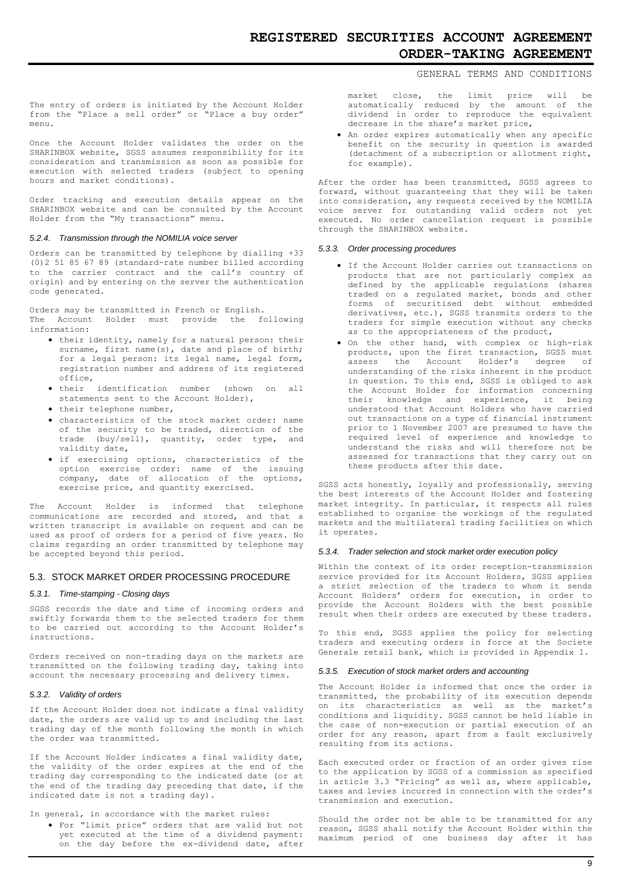The entry of orders is initiated by the Account Holder from the "Place a sell order" or "Place a buy order" menu.

Once the Account Holder validates the order on the SHARINBOX website, SGSS assumes responsibility for its consideration and transmission as soon as possible for execution with selected traders (subject to opening hours and market conditions).

Order tracking and execution details appear on the SHARINBOX website and can be consulted by the Account Holder from the "My transactions" menu.

#### *5.2.4. Transmission through the NOMILIA voice server*

Orders can be transmitted by telephone by dialling +33 (0)2 51 85 67 89 (standard-rate number billed according to the carrier contract and the call's country of origin) and by entering on the server the authentication code generated.

Orders may be transmitted in French or English.
The Account Holder must provide the following information:

- their identity, namely for a natural person: their surname, first name(s), date and place of birth; for a legal person: its legal name, legal form, registration number and address of its registered office,
- their identification number (shown on all statements sent to the Account Holder),
- their telephone number,
- characteristics of the stock market order: name of the security to be traded, direction of the trade (buy/sell), quantity, order type, and validity date,
- if exercising options, characteristics of the option exercise order: name of the issuing company, date of allocation of the options, exercise price, and quantity exercised.

The Account Holder is informed that telephone communications are recorded and stored, and that a written transcript is available on request and can be used as proof of orders for a period of five years. No claims regarding an order transmitted by telephone may be accepted beyond this period.

### 5.3. STOCK MARKET ORDER PROCESSING PROCEDURE

#### *5.3.1. Time-stamping - Closing days*

SGSS records the date and time of incoming orders and swiftly forwards them to the selected traders for them to be carried out according to the Account Holder's instructions.

Orders received on non-trading days on the markets are transmitted on the following trading day, taking into account the necessary processing and delivery times.

#### *5.3.2. Validity of orders*

If the Account Holder does not indicate a final validity date, the orders are valid up to and including the last trading day of the month following the month in which the order was transmitted.

If the Account Holder indicates a final validity date, the validity of the order expires at the end of the trading day corresponding to the indicated date (or at the end of the trading day preceding that date, if the indicated date is not a trading day).

In general, in accordance with the market rules:

- For "limit price" orders that are valid but not yet executed at the time of a dividend payment: on the day before the ex-dividend date, after market close, the limit price will be automatically reduced by the amount of the dividend in order to reproduce the equivalent decrease in the share's market price,
- An order expires automatically when any specific benefit on the security in question is awarded (detachment of a subscription or allotment right, for example).

After the order has been transmitted, SGSS agrees to forward, without guaranteeing that they will be taken into consideration, any requests received by the NOMILIA voice server for outstanding valid orders not yet executed. No order cancellation request is possible through the SHARINBOX website.

#### *5.3.3. Order processing procedures*

- If the Account Holder carries out transactions on products that are not particularly complex as defined by the applicable regulations (shares traded on a regulated market, bonds and other forms of securitised debt without embedded derivatives, etc.), SGSS transmits orders to the traders for simple execution without any checks as to the appropriateness of the product,
- On the other hand, with complex or high-risk products, upon the first transaction, SGSS must assess the Account Holder's degree of understanding of the risks inherent in the product in question. To this end, SGSS is obliged to ask the Account Holder for information concerning their knowledge and experience, it being understood that Account Holders who have carried out transactions on a type of financial instrument prior to 1 November 2007 are presumed to have the required level of experience and knowledge to understand the risks and will therefore not be assessed for transactions that they carry out on these products after this date.

SGSS acts honestly, loyally and professionally, serving the best interests of the Account Holder and fostering market integrity. In particular, it respects all rules established to organise the workings of the regulated markets and the multilateral trading facilities on which it operates.

#### *5.3.4. Trader selection and stock market order execution policy*

Within the context of its order reception-transmission service provided for its Account Holders, SGSS applies a strict selection of the traders to whom it sends Account Holders' orders for execution, in order to provide the Account Holders with the best possible result when their orders are executed by these traders.

To this end, SGSS applies the policy for selecting traders and executing orders in force at the Societe Generale retail bank, which is provided in Appendix 1.

#### *5.3.5. Execution of stock market orders and accounting*

The Account Holder is informed that once the order is transmitted, the probability of its execution depends on its characteristics as well as the market's conditions and liquidity. SGSS cannot be held liable in the case of non-execution or partial execution of an order for any reason, apart from a fault exclusively resulting from its actions.

Each executed order or fraction of an order gives rise to the application by SGSS of a commission as specified in article 3.3 "Pricing" as well as, where applicable, taxes and levies incurred in connection with the order's transmission and execution.

Should the order not be able to be transmitted for any reason, SGSS shall notify the Account Holder within the maximum period of one business day after it has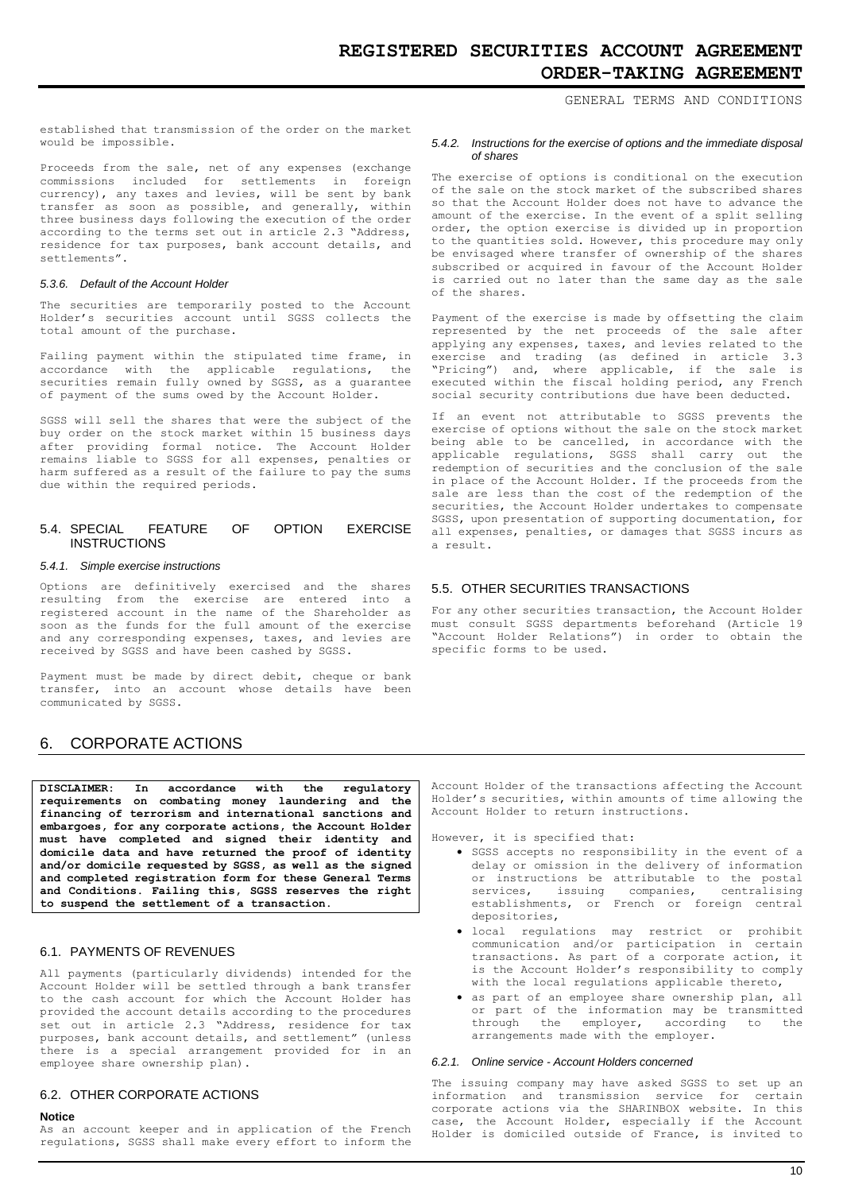established that transmission of the order on the market would be impossible.

Proceeds from the sale, net of any expenses (exchange commissions included for settlements in foreign currency), any taxes and levies, will be sent by bank transfer as soon as possible, and generally, within three business days following the execution of the order according to the terms set out in article 2.3 "Address, residence for tax purposes, bank account details, and settlements".

#### *5.3.6. Default of the Account Holder*

The securities are temporarily posted to the Account Holder's securities account until SGSS collects the total amount of the purchase.

Failing payment within the stipulated time frame, in accordance with the applicable regulations, the securities remain fully owned by SGSS, as a guarantee of payment of the sums owed by the Account Holder.

SGSS will sell the shares that were the subject of the buy order on the stock market within 15 business days after providing formal notice. The Account Holder remains liable to SGSS for all expenses, penalties or harm suffered as a result of the failure to pay the sums due within the required periods.

### 5.4. SPECIAL FEATURE OF OPTION EXERCISE INSTRUCTIONS

#### *5.4.1. Simple exercise instructions*

Options are definitively exercised and the shares resulting from the exercise are entered into a registered account in the name of the Shareholder as soon as the funds for the full amount of the exercise and any corresponding expenses, taxes, and levies are received by SGSS and have been cashed by SGSS.

Payment must be made by direct debit, cheque or bank transfer, into an account whose details have been communicated by SGSS.

#### *5.4.2. Instructions for the exercise of options and the immediate disposal of shares*

The exercise of options is conditional on the execution of the sale on the stock market of the subscribed shares so that the Account Holder does not have to advance the amount of the exercise. In the event of a split selling order, the option exercise is divided up in proportion to the quantities sold. However, this procedure may only be envisaged where transfer of ownership of the shares subscribed or acquired in favour of the Account Holder is carried out no later than the same day as the sale of the shares.

Payment of the exercise is made by offsetting the claim represented by the net proceeds of the sale after applying any expenses, taxes, and levies related to the exercise and trading (as defined in article 3.3 "Pricing") and, where applicable, if the sale is executed within the fiscal holding period, any French social security contributions due have been deducted.

If an event not attributable to SGSS prevents the exercise of options without the sale on the stock market being able to be cancelled, in accordance with the applicable regulations, SGSS shall carry out the redemption of securities and the conclusion of the sale in place of the Account Holder. If the proceeds from the sale are less than the cost of the redemption of the securities, the Account Holder undertakes to compensate SGSS, upon presentation of supporting documentation, for all expenses, penalties, or damages that SGSS incurs as a result.

### 5.5. OTHER SECURITIES TRANSACTIONS

For any other securities transaction, the Account Holder must consult SGSS departments beforehand (Article 19 "Account Holder Relations") in order to obtain the specific forms to be used.

## 6. CORPORATE ACTIONS

**DISCLAIMER: In accordance with the regulatory requirements on combating money laundering and the financing of terrorism and international sanctions and embargoes, for any corporate actions, the Account Holder must have completed and signed their identity and domicile data and have returned the proof of identity and/or domicile requested by SGSS, as well as the signed and completed registration form for these General Terms and Conditions. Failing this, SGSS reserves the right to suspend the settlement of a transaction.**

### 6.1. PAYMENTS OF REVENUES

All payments (particularly dividends) intended for the Account Holder will be settled through a bank transfer to the cash account for which the Account Holder has provided the account details according to the procedures set out in article 2.3 "Address, residence for tax purposes, bank account details, and settlement" (unless there is a special arrangement provided for in an employee share ownership plan).

### 6.2. OTHER CORPORATE ACTIONS

**Notice**

As an account keeper and in application of the French regulations, SGSS shall make every effort to inform the Account Holder of the transactions affecting the Account Holder's securities, within amounts of time allowing the Account Holder to return instructions.

However, it is specified that:

- SGSS accepts no responsibility in the event of a delay or omission in the delivery of information or instructions be attributable to the postal services, issuing companies, centralising establishments, or French or foreign central depositories,
- local regulations may restrict or prohibit communication and/or participation in certain transactions. As part of a corporate action, it is the Account Holder's responsibility to comply with the local regulations applicable thereto,
- as part of an employee share ownership plan, all or part of the information may be transmitted through the employer, according to the arrangements made with the employer.

#### *6.2.1. Online service - Account Holders concerned*

The issuing company may have asked SGSS to set up an information and transmission service for certain corporate actions via the SHARINBOX website. In this case, the Account Holder, especially if the Account Holder is domiciled outside of France, is invited to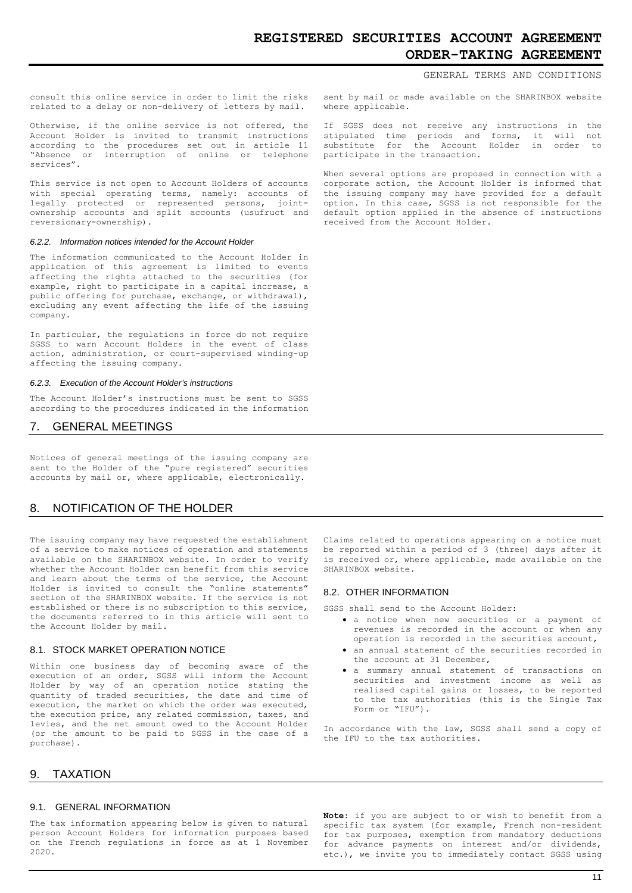consult this online service in order to limit the risks related to a delay or non-delivery of letters by mail.

Otherwise, if the online service is not offered, the Account Holder is invited to transmit instructions according to the procedures set out in article 11 "Absence or interruption of online or telephone services".

This service is not open to Account Holders of accounts with special operating terms, namely: accounts of legally protected or represented persons, joint-ownership accounts and split accounts (usufruct and reversionary-ownership).

#### *6.2.2. Information notices intended for the Account Holder*

The information communicated to the Account Holder in application of this agreement is limited to events affecting the rights attached to the securities (for example, right to participate in a capital increase, a public offering for purchase, exchange, or withdrawal), excluding any event affecting the life of the issuing company.

In particular, the regulations in force do not require SGSS to warn Account Holders in the event of class action, administration, or court-supervised winding-up affecting the issuing company.

#### *6.2.3. Execution of the Account Holder's instructions*

The Account Holder's instructions must be sent to SGSS according to the procedures indicated in the information sent by mail or made available on the SHARINBOX website where applicable.

If SGSS does not receive any instructions in the stipulated time periods and forms, it will not substitute for the Account Holder in order to participate in the transaction.

When several options are proposed in connection with a corporate action, the Account Holder is informed that the issuing company may have provided for a default option. In this case, SGSS is not responsible for the default option applied in the absence of instructions received from the Account Holder.

## 7. GENERAL MEETINGS

Notices of general meetings of the issuing company are sent to the Holder of the "pure registered" securities accounts by mail or, where applicable, electronically.

## 8. NOTIFICATION OF THE HOLDER

The issuing company may have requested the establishment of a service to make notices of operation and statements available on the SHARINBOX website. In order to verify whether the Account Holder can benefit from this service and learn about the terms of the service, the Account Holder is invited to consult the "online statements" section of the SHARINBOX website. If the service is not established or there is no subscription to this service, the documents referred to in this article will sent to the Account Holder by mail.

### 8.1. STOCK MARKET OPERATION NOTICE

Within one business day of becoming aware of the execution of an order, SGSS will inform the Account Holder by way of an operation notice stating the quantity of traded securities, the date and time of execution, the market on which the order was executed, the execution price, any related commission, taxes, and levies, and the net amount owed to the Account Holder (or the amount to be paid to SGSS in the case of a purchase).

Claims related to operations appearing on a notice must be reported within a period of 3 (three) days after it is received or, where applicable, made available on the SHARINBOX website.

### 8.2. OTHER INFORMATION

SGSS shall send to the Account Holder:

- a notice when new securities or a payment of revenues is recorded in the account or when any operation is recorded in the securities account,
- an annual statement of the securities recorded in the account at 31 December,
- a summary annual statement of transactions on securities and investment income as well as realised capital gains or losses, to be reported to the tax authorities (this is the Single Tax Form or "IFU").

In accordance with the law, SGSS shall send a copy of the IFU to the tax authorities.

## 9. TAXATION

### 9.1. GENERAL INFORMATION

The tax information appearing below is given to natural person Account Holders for information purposes based on the French regulations in force as at 1 November 2020.

**Note**: if you are subject to or wish to benefit from a specific tax system (for example, French non-resident for tax purposes, exemption from mandatory deductions for advance payments on interest and/or dividends, etc.), we invite you to immediately contact SGSS using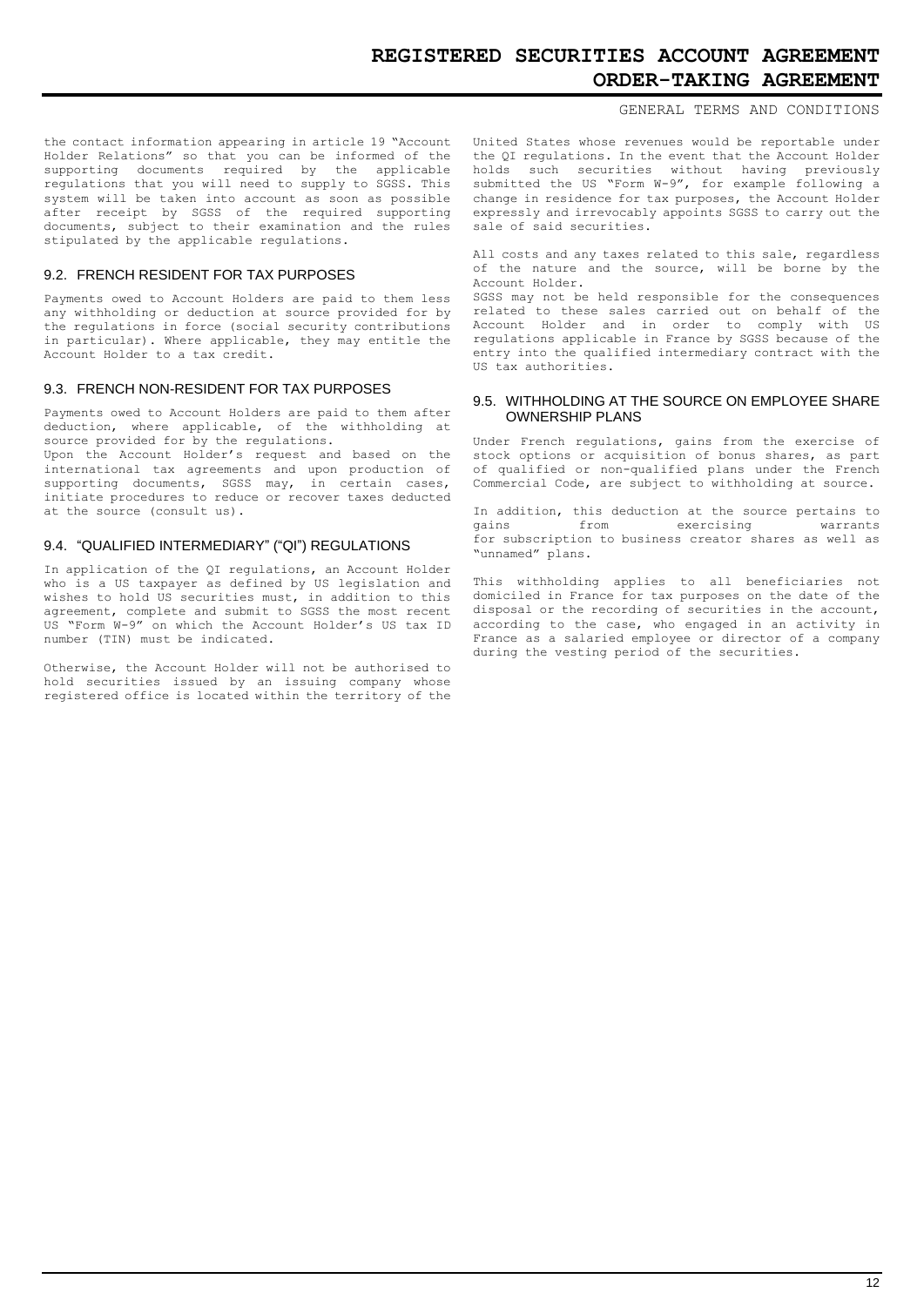the contact information appearing in article 19 "Account Holder Relations" so that you can be informed of the supporting documents required by the applicable regulations that you will need to supply to SGSS. This system will be taken into account as soon as possible after receipt by SGSS of the required supporting documents, subject to their examination and the rules stipulated by the applicable regulations.

### 9.2. FRENCH RESIDENT FOR TAX PURPOSES

Payments owed to Account Holders are paid to them less any withholding or deduction at source provided for by the regulations in force (social security contributions in particular). Where applicable, they may entitle the Account Holder to a tax credit.

### 9.3. FRENCH NON-RESIDENT FOR TAX PURPOSES

Payments owed to Account Holders are paid to them after deduction, where applicable, of the withholding at source provided for by the regulations.
Upon the Account Holder's request and based on the international tax agreements and upon production of supporting documents, SGSS may, in certain cases, initiate procedures to reduce or recover taxes deducted at the source (consult us).

### 9.4. "QUALIFIED INTERMEDIARY" ("QI") REGULATIONS

In application of the QI regulations, an Account Holder who is a US taxpayer as defined by US legislation and wishes to hold US securities must, in addition to this agreement, complete and submit to SGSS the most recent US "Form W-9" on which the Account Holder's US tax ID number (TIN) must be indicated.

Otherwise, the Account Holder will not be authorised to hold securities issued by an issuing company whose registered office is located within the territory of the United States whose revenues would be reportable under the QI regulations. In the event that the Account Holder holds such securities without having previously submitted the US "Form W-9", for example following a change in residence for tax purposes, the Account Holder expressly and irrevocably appoints SGSS to carry out the sale of said securities.

All costs and any taxes related to this sale, regardless of the nature and the source, will be borne by the Account Holder.
SGSS may not be held responsible for the consequences related to these sales carried out on behalf of the Account Holder and in order to comply with US regulations applicable in France by SGSS because of the entry into the qualified intermediary contract with the US tax authorities.

### 9.5. WITHHOLDING AT THE SOURCE ON EMPLOYEE SHARE OWNERSHIP PLANS

Under French regulations, gains from the exercise of stock options or acquisition of bonus shares, as part of qualified or non-qualified plans under the French Commercial Code, are subject to withholding at source.

In addition, this deduction at the source pertains to gains from exercising warrants for subscription to business creator shares as well as "unnamed" plans.

This withholding applies to all beneficiaries not domiciled in France for tax purposes on the date of the disposal or the recording of securities in the account, according to the case, who engaged in an activity in France as a salaried employee or director of a company during the vesting period of the securities.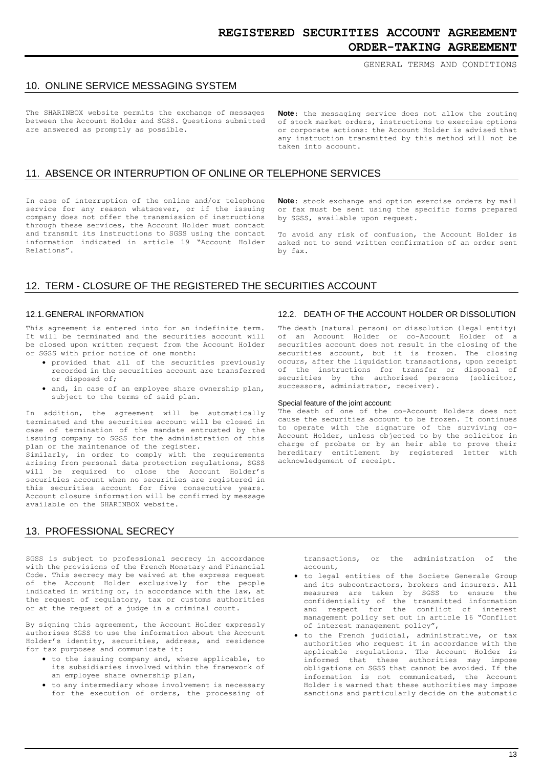## 10. ONLINE SERVICE MESSAGING SYSTEM

The SHARINBOX website permits the exchange of messages between the Account Holder and SGSS. Questions submitted are answered as promptly as possible.

**Note**: the messaging service does not allow the routing of stock market orders, instructions to exercise options or corporate actions: the Account Holder is advised that any instruction transmitted by this method will not be taken into account.

## 11. ABSENCE OR INTERRUPTION OF ONLINE OR TELEPHONE SERVICES

In case of interruption of the online and/or telephone service for any reason whatsoever, or if the issuing company does not offer the transmission of instructions through these services, the Account Holder must contact and transmit its instructions to SGSS using the contact information indicated in article 19 "Account Holder Relations".

**Note**: stock exchange and option exercise orders by mail or fax must be sent using the specific forms prepared by SGSS, available upon request.

To avoid any risk of confusion, the Account Holder is asked not to send written confirmation of an order sent by fax.

## 12. TERM - CLOSURE OF THE REGISTERED THE SECURITIES ACCOUNT

### 12.1. GENERAL INFORMATION

This agreement is entered into for an indefinite term. It will be terminated and the securities account will be closed upon written request from the Account Holder or SGSS with prior notice of one month:

- provided that all of the securities previously recorded in the securities account are transferred or disposed of;
- and, in case of an employee share ownership plan, subject to the terms of said plan.

In addition, the agreement will be automatically terminated and the securities account will be closed in case of termination of the mandate entrusted by the issuing company to SGSS for the administration of this plan or the maintenance of the register.
Similarly, in order to comply with the requirements arising from personal data protection regulations, SGSS will be required to close the Account Holder's securities account when no securities are registered in this securities account for five consecutive years. Account closure information will be confirmed by message available on the SHARINBOX website.

### 12.2. DEATH OF THE ACCOUNT HOLDER OR DISSOLUTION

The death (natural person) or dissolution (legal entity) of an Account Holder or co-Account Holder of a securities account does not result in the closing of the securities account, but it is frozen. The closing occurs, after the liquidation transactions, upon receipt of the instructions for transfer or disposal of securities by the authorised persons (solicitor, successors, administrator, receiver).

Special feature of the joint account:
The death of one of the co-Account Holders does not cause the securities account to be frozen. It continues to operate with the signature of the surviving co-Account Holder, unless objected to by the solicitor in charge of probate or by an heir able to prove their hereditary entitlement by registered letter with acknowledgement of receipt.

## 13. PROFESSIONAL SECRECY

SGSS is subject to professional secrecy in accordance with the provisions of the French Monetary and Financial Code. This secrecy may be waived at the express request of the Account Holder exclusively for the people indicated in writing or, in accordance with the law, at the request of regulatory, tax or customs authorities or at the request of a judge in a criminal court.

By signing this agreement, the Account Holder expressly authorises SGSS to use the information about the Account Holder's identity, securities, address, and residence for tax purposes and communicate it:

- to the issuing company and, where applicable, to its subsidiaries involved within the framework of an employee share ownership plan,
- to any intermediary whose involvement is necessary for the execution of orders, the processing of transactions, or the administration of the account,
- to legal entities of the Societe Generale Group and its subcontractors, brokers and insurers. All measures are taken by SGSS to ensure the confidentiality of the transmitted information and respect for the conflict of interest management policy set out in article 16 "Conflict of interest management policy",
- to the French judicial, administrative, or tax authorities who request it in accordance with the applicable regulations. The Account Holder is informed that these authorities may impose obligations on SGSS that cannot be avoided. If the information is not communicated, the Account Holder is warned that these authorities may impose sanctions and particularly decide on the automatic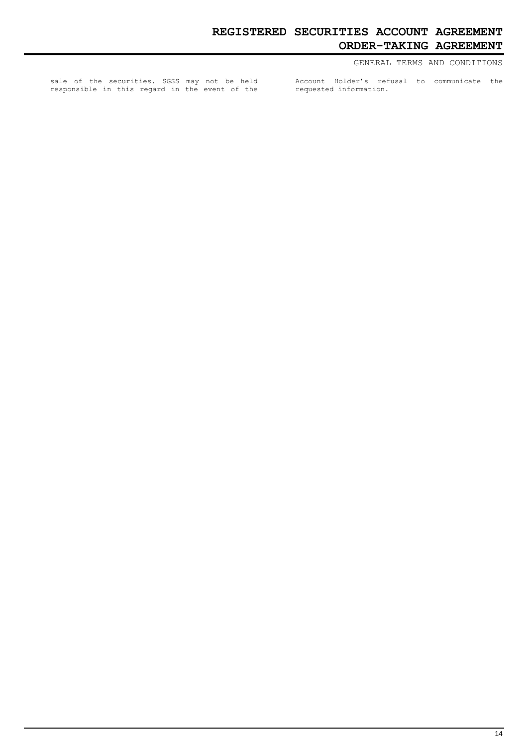sale of the securities. SGSS may not be held responsible in this regard in the event of the Account Holder's refusal to communicate the requested information.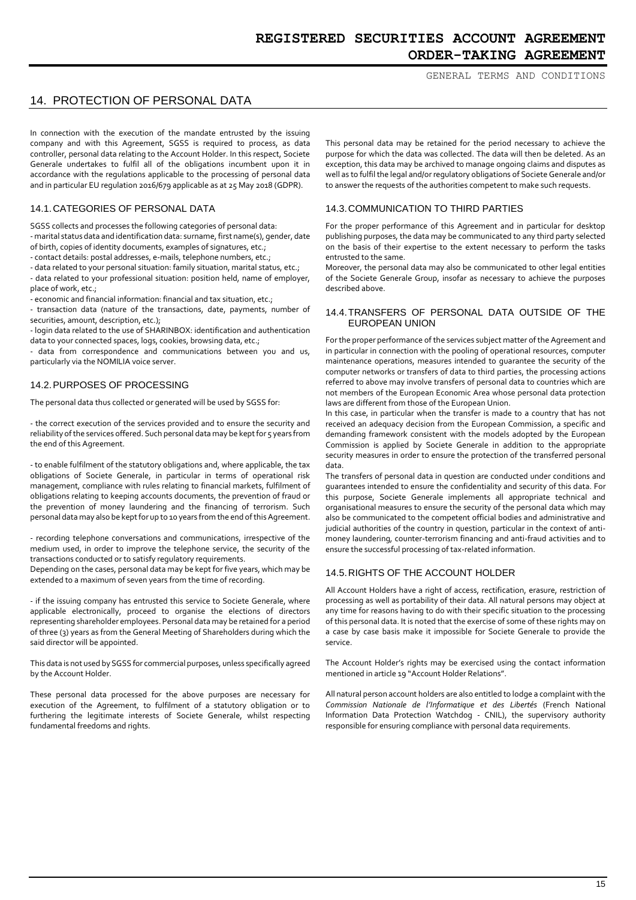## 14. PROTECTION OF PERSONAL DATA

In connection with the execution of the mandate entrusted by the issuing company and with this Agreement, SGSS is required to process, as data controller, personal data relating to the Account Holder. In this respect, Societe Generale undertakes to fulfil all of the obligations incumbent upon it in accordance with the regulations applicable to the processing of personal data and in particular EU regulation 2016/679 applicable as at 25 May 2018 (GDPR).

### 14.1. CATEGORIES OF PERSONAL DATA

SGSS collects and processes the following categories of personal data:
- marital status data and identification data: surname, first name(s), gender, date of birth, copies of identity documents, examples of signatures, etc.;
- contact details: postal addresses, e-mails, telephone numbers, etc.;
- data related to your personal situation: family situation, marital status, etc.;
- data related to your professional situation: position held, name of employer, place of work, etc.;
- economic and financial information: financial and tax situation, etc.;
- transaction data (nature of the transactions, date, payments, number of securities, amount, description, etc.);
- login data related to the use of SHARINBOX: identification and authentication data to your connected spaces, logs, cookies, browsing data, etc.;
- data from correspondence and communications between you and us, particularly via the NOMILIA voice server.

### 14.2. PURPOSES OF PROCESSING

The personal data thus collected or generated will be used by SGSS for:

- the correct execution of the services provided and to ensure the security and reliability of the services offered. Such personal data may be kept for 5 years from the end of this Agreement.

- to enable fulfilment of the statutory obligations and, where applicable, the tax obligations of Societe Generale, in particular in terms of operational risk management, compliance with rules relating to financial markets, fulfilment of obligations relating to keeping accounts documents, the prevention of fraud or the prevention of money laundering and the financing of terrorism. Such personal data may also be kept for up to 10 years from the end of this Agreement.

- recording telephone conversations and communications, irrespective of the medium used, in order to improve the telephone service, the security of the transactions conducted or to satisfy regulatory requirements.
Depending on the cases, personal data may be kept for five years, which may be extended to a maximum of seven years from the time of recording.

- if the issuing company has entrusted this service to Societe Generale, where applicable electronically, proceed to organise the elections of directors representing shareholder employees. Personal data may be retained for a period of three (3) years as from the General Meeting of Shareholders during which the said director will be appointed.

This data is not used by SGSS for commercial purposes, unless specifically agreed by the Account Holder.

These personal data processed for the above purposes are necessary for execution of the Agreement, to fulfilment of a statutory obligation or to furthering the legitimate interests of Societe Generale, whilst respecting fundamental freedoms and rights.

This personal data may be retained for the period necessary to achieve the purpose for which the data was collected. The data will then be deleted. As an exception, this data may be archived to manage ongoing claims and disputes as well as to fulfil the legal and/or regulatory obligations of Societe Generale and/or to answer the requests of the authorities competent to make such requests.

### 14.3. COMMUNICATION TO THIRD PARTIES

For the proper performance of this Agreement and in particular for desktop publishing purposes, the data may be communicated to any third party selected on the basis of their expertise to the extent necessary to perform the tasks entrusted to the same.
Moreover, the personal data may also be communicated to other legal entities of the Societe Generale Group, insofar as necessary to achieve the purposes described above.

### 14.4. TRANSFERS OF PERSONAL DATA OUTSIDE OF THE EUROPEAN UNION

For the proper performance of the services subject matter of the Agreement and in particular in connection with the pooling of operational resources, computer maintenance operations, measures intended to guarantee the security of the computer networks or transfers of data to third parties, the processing actions referred to above may involve transfers of personal data to countries which are not members of the European Economic Area whose personal data protection laws are different from those of the European Union.
In this case, in particular when the transfer is made to a country that has not received an adequacy decision from the European Commission, a specific and demanding framework consistent with the models adopted by the European Commission is applied by Societe Generale in addition to the appropriate security measures in order to ensure the protection of the transferred personal data.
The transfers of personal data in question are conducted under conditions and guarantees intended to ensure the confidentiality and security of this data. For this purpose, Societe Generale implements all appropriate technical and organisational measures to ensure the security of the personal data which may also be communicated to the competent official bodies and administrative and judicial authorities of the country in question, particular in the context of anti-money laundering, counter-terrorism financing and anti-fraud activities and to ensure the successful processing of tax-related information.

### 14.5. RIGHTS OF THE ACCOUNT HOLDER

All Account Holders have a right of access, rectification, erasure, restriction of processing as well as portability of their data. All natural persons may object at any time for reasons having to do with their specific situation to the processing of this personal data. It is noted that the exercise of some of these rights may on a case by case basis make it impossible for Societe Generale to provide the service.

The Account Holder's rights may be exercised using the contact information mentioned in article 19 "Account Holder Relations".

All natural person account holders are also entitled to lodge a complaint with the *Commission Nationale de l'Informatique et des Libertés* (French National Information Data Protection Watchdog - CNIL), the supervisory authority responsible for ensuring compliance with personal data requirements.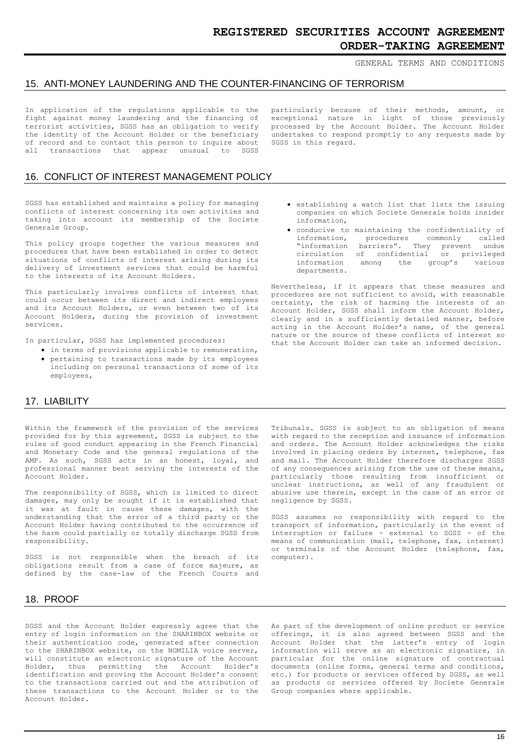## 15. ANTI-MONEY LAUNDERING AND THE COUNTER-FINANCING OF TERRORISM

In application of the regulations applicable to the fight against money laundering and the financing of terrorist activities, SGSS has an obligation to verify the identity of the Account Holder or the beneficiary of record and to contact this person to inquire about all transactions that appear unusual to SGSS particularly because of their methods, amount, or exceptional nature in light of those previously processed by the Account Holder. The Account Holder undertakes to respond promptly to any requests made by SGSS in this regard.

## 16. CONFLICT OF INTEREST MANAGEMENT POLICY

SGSS has established and maintains a policy for managing conflicts of interest concerning its own activities and taking into account its membership of the Societe Generale Group.

This policy groups together the various measures and procedures that have been established in order to detect situations of conflicts of interest arising during its delivery of investment services that could be harmful to the interests of its Account Holders.

This particularly involves conflicts of interest that could occur between its direct and indirect employees and its Account Holders, or even between two of its Account Holders, during the provision of investment services.

In particular, SGSS has implemented procedures:

- in terms of provisions applicable to remuneration,
- pertaining to transactions made by its employees including on personal transactions of some of its employees,
- establishing a watch list that lists the issuing companies on which Societe Generale holds insider information,
- conducive to maintaining the confidentiality of information, procedures commonly called "information barriers". They prevent undue circulation of confidential or privileged information among the group's various departments.

Nevertheless, if it appears that these measures and procedures are not sufficient to avoid, with reasonable certainty, the risk of harming the interests of an Account Holder, SGSS shall inform the Account Holder, clearly and in a sufficiently detailed manner, before acting in the Account Holder's name, of the general nature or the source of these conflicts of interest so that the Account Holder can take an informed decision.

## 17. LIABILITY

Within the framework of the provision of the services provided for by this agreement, SGSS is subject to the rules of good conduct appearing in the French Financial and Monetary Code and the general regulations of the AMF. As such, SGSS acts in an honest, loyal, and professional manner best serving the interests of the Account Holder.

The responsibility of SGSS, which is limited to direct damages, may only be sought if it is established that it was at fault in cause these damages, with the understanding that the error of a third party or the Account Holder having contributed to the occurrence of the harm could partially or totally discharge SGSS from responsibility.

SGSS is not responsible when the breach of its obligations result from a case of force majeure, as defined by the case-law of the French Courts and Tribunals. SGSS is subject to an obligation of means with regard to the reception and issuance of information and orders. The Account Holder acknowledges the risks involved in placing orders by internet, telephone, fax and mail. The Account Holder therefore discharges SGSS of any consequences arising from the use of these means, particularly those resulting from insufficient or unclear instructions, as well of any fraudulent or abusive use therein, except in the case of an error or negligence by SGSS.

SGSS assumes no responsibility with regard to the transport of information, particularly in the event of interruption or failure - external to SGSS - of the means of communication (mail, telephone, fax, internet) or terminals of the Account Holder (telephone, fax, computer).

## 18. PROOF

SGSS and the Account Holder expressly agree that the entry of login information on the SHARINBOX website or their authentication code, generated after connection to the SHARINBOX website, on the NOMILIA voice server, will constitute an electronic signature of the Account Holder, thus permitting the Account Holder's identification and proving the Account Holder's consent to the transactions carried out and the attribution of these transactions to the Account Holder or to the Account Holder.

As part of the development of online product or service offerings, it is also agreed between SGSS and the Account Holder that the latter's entry of login information will serve as an electronic signature, in particular for the online signature of contractual documents (online forms, general terms and conditions, etc.) for products or services offered by SGSS, as well as products or services offered by Societe Generale Group companies where applicable.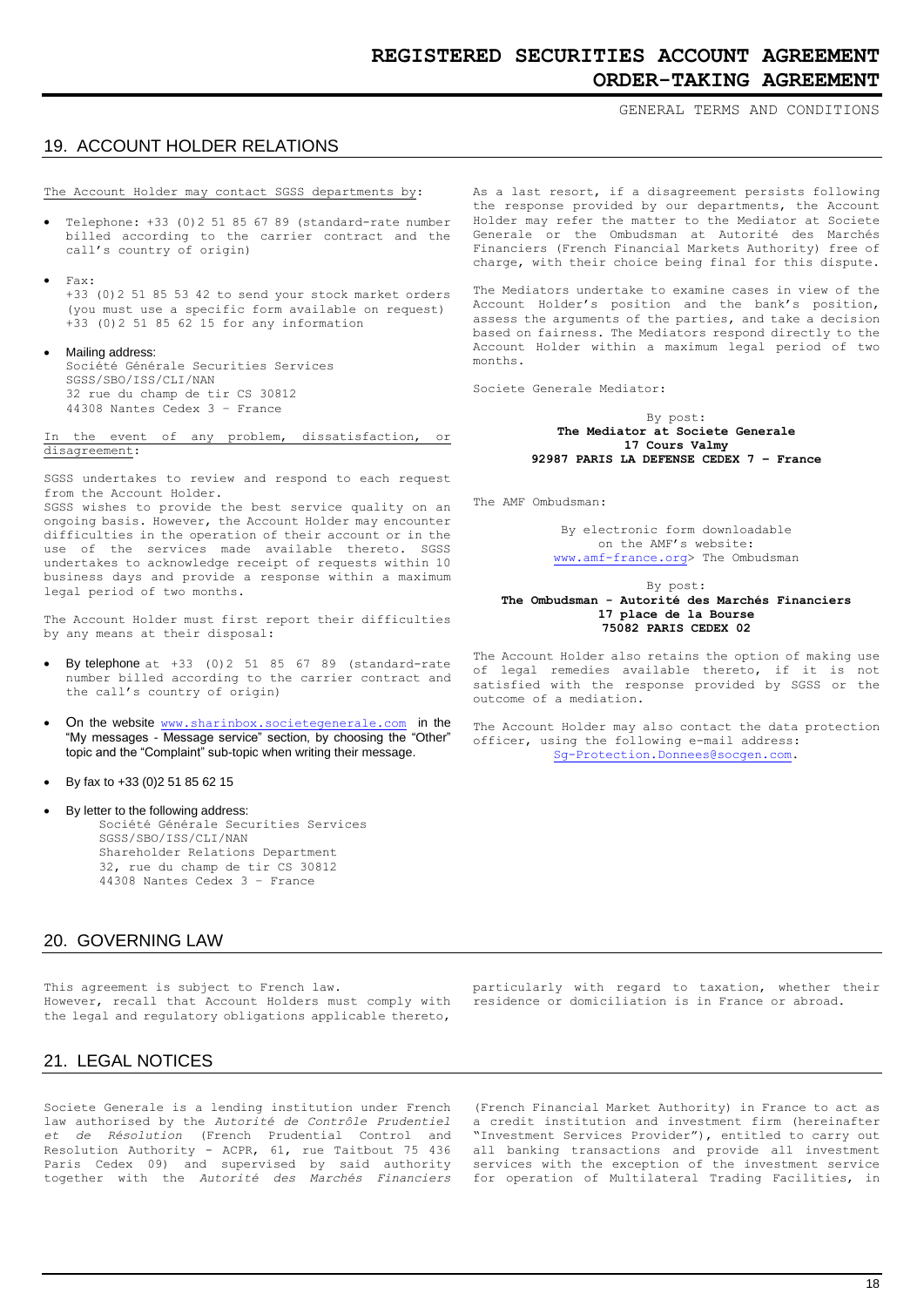## 19. ACCOUNT HOLDER RELATIONS

The Account Holder may contact SGSS departments by:

- Telephone: +33 (0)2 51 85 67 89 (standard-rate number billed according to the carrier contract and the call's country of origin)
- Fax:
  +33 (0)2 51 85 53 42 to send your stock market orders (you must use a specific form available on request)
  +33 (0)2 51 85 62 15 for any information
- Mailing address:
  Société Générale Securities Services
  SGSS/SBO/ISS/CLI/NAN
  32 rue du champ de tir CS 30812
  44308 Nantes Cedex 3 – France

In the event of any problem, dissatisfaction, or disagreement:

SGSS undertakes to review and respond to each request from the Account Holder.
SGSS wishes to provide the best service quality on an ongoing basis. However, the Account Holder may encounter difficulties in the operation of their account or in the use of the services made available thereto. SGSS undertakes to acknowledge receipt of requests within 10 business days and provide a response within a maximum legal period of two months.

The Account Holder must first report their difficulties by any means at their disposal:

- By telephone at +33 (0)2 51 85 67 89 (standard-rate number billed according to the carrier contract and the call's country of origin)
- On the website www.sharinbox.societegenerale.com in the "My messages - Message service" section, by choosing the "Other" topic and the "Complaint" sub-topic when writing their message.
- By fax to +33 (0)2 51 85 62 15
- By letter to the following address:
  Société Générale Securities Services
  SGSS/SBO/ISS/CLI/NAN
  Shareholder Relations Department
  32, rue du champ de tir CS 30812
  44308 Nantes Cedex 3 – France

As a last resort, if a disagreement persists following the response provided by our departments, the Account Holder may refer the matter to the Mediator at Societe Generale or the Ombudsman at Autorité des Marchés Financiers (French Financial Markets Authority) free of charge, with their choice being final for this dispute.

The Mediators undertake to examine cases in view of the Account Holder's position and the bank's position, assess the arguments of the parties, and take a decision based on fairness. The Mediators respond directly to the Account Holder within a maximum legal period of two months.

Societe Generale Mediator:

By post:
**The Mediator at Societe Generale**
**17 Cours Valmy**
**92987 PARIS LA DEFENSE CEDEX 7 – France**

The AMF Ombudsman:

By electronic form downloadable on the AMF's website:
www.amf-france.org> The Ombudsman

By post:
**The Ombudsman - Autorité des Marchés Financiers**
**17 place de la Bourse**
**75082 PARIS CEDEX 02**

The Account Holder also retains the option of making use of legal remedies available thereto, if it is not satisfied with the response provided by SGSS or the outcome of a mediation.

The Account Holder may also contact the data protection officer, using the following e-mail address:
Sg-Protection.Donnees@socgen.com.

## 20. GOVERNING LAW

This agreement is subject to French law.
However, recall that Account Holders must comply with the legal and regulatory obligations applicable thereto, particularly with regard to taxation, whether their residence or domiciliation is in France or abroad.

## 21. LEGAL NOTICES

Societe Generale is a lending institution under French law authorised by the *Autorité de Contrôle Prudentiel et de Résolution* (French Prudential Control and Resolution Authority - ACPR, 61, rue Taitbout 75 436 Paris Cedex 09) and supervised by said authority together with the *Autorité des Marchés Financiers* (French Financial Market Authority) in France to act as a credit institution and investment firm (hereinafter "Investment Services Provider"), entitled to carry out all banking transactions and provide all investment services with the exception of the investment service for operation of Multilateral Trading Facilities, in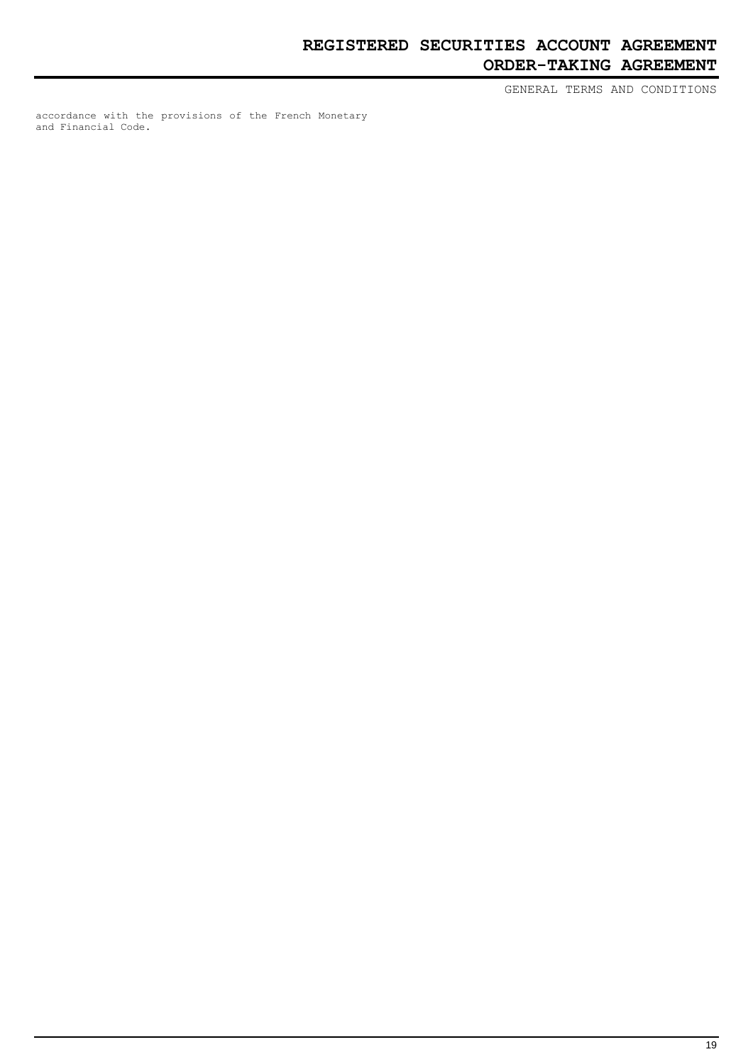accordance with the provisions of the French Monetary and Financial Code.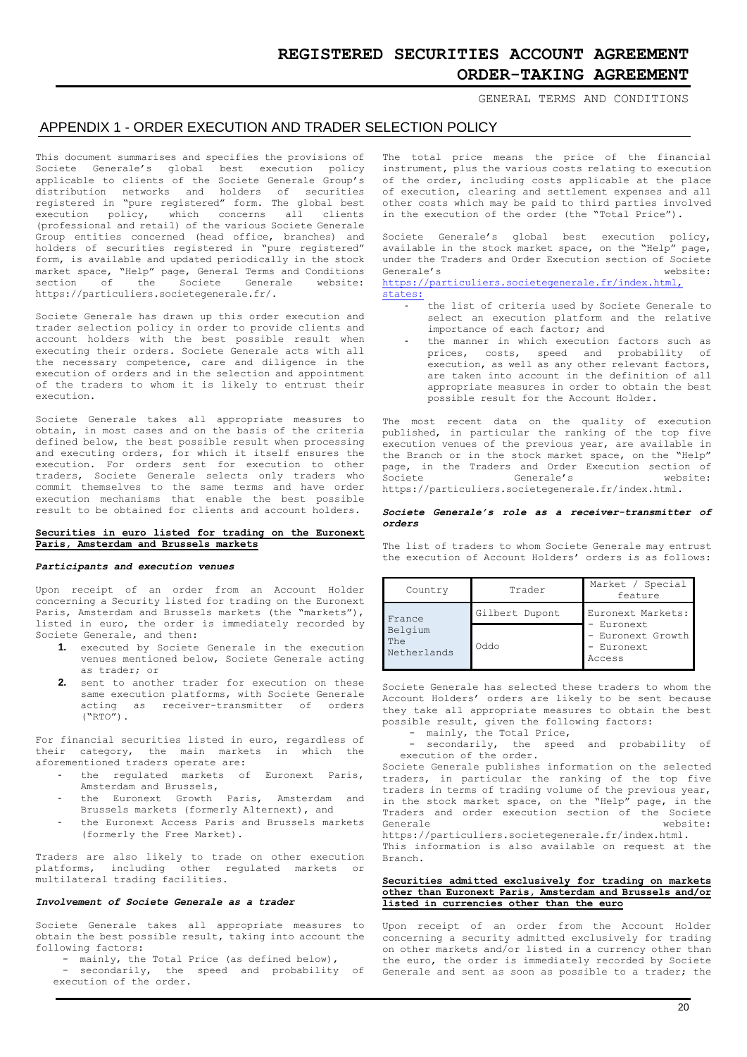# REGISTERED SECURITIES ACCOUNT AGREEMENT
# ORDER-TAKING AGREEMENT

GENERAL TERMS AND CONDITIONS

## APPENDIX 1 - ORDER EXECUTION AND TRADER SELECTION POLICY

This document summarises and specifies the provisions of Societe Generale's global best execution policy applicable to clients of the Societe Generale Group's distribution networks and holders of securities registered in "pure registered" form. The global best execution policy, which concerns all clients (professional and retail) of the various Societe Generale Group entities concerned (head office, branches) and holders of securities registered in "pure registered" form, is available and updated periodically in the stock market space, "Help" page, General Terms and Conditions section of the Societe Generale website: https://particuliers.societegenerale.fr/.

Societe Generale has drawn up this order execution and trader selection policy in order to provide clients and account holders with the best possible result when executing their orders. Societe Generale acts with all the necessary competence, care and diligence in the execution of orders and in the selection and appointment of the traders to whom it is likely to entrust their execution.

Societe Generale takes all appropriate measures to obtain, in most cases and on the basis of the criteria defined below, the best possible result when processing and executing orders, for which it itself ensures the execution. For orders sent for execution to other traders, Societe Generale selects only traders who commit themselves to the same terms and have order execution mechanisms that enable the best possible result to be obtained for clients and account holders.

### Securities in euro listed for trading on the Euronext Paris, Amsterdam and Brussels markets

#### *Participants and execution venues*

Upon receipt of an order from an Account Holder concerning a Security listed for trading on the Euronext Paris, Amsterdam and Brussels markets (the "markets"), listed in euro, the order is immediately recorded by Societe Generale, and then:

1. executed by Societe Generale in the execution venues mentioned below, Societe Generale acting as trader; or
2. sent to another trader for execution on these same execution platforms, with Societe Generale acting as receiver-transmitter of orders ("RTO").

For financial securities listed in euro, regardless of their category, the main markets in which the aforementioned traders operate are:

- the regulated markets of Euronext Paris, Amsterdam and Brussels,
- the Euronext Growth Paris, Amsterdam and Brussels markets (formerly Alternext), and
- the Euronext Access Paris and Brussels markets (formerly the Free Market).

Traders are also likely to trade on other execution platforms, including other regulated markets or multilateral trading facilities.

#### *Involvement of Societe Generale as a trader*

Societe Generale takes all appropriate measures to obtain the best possible result, taking into account the following factors:

- mainly, the Total Price (as defined below),
- secondarily, the speed and probability of execution of the order.

The total price means the price of the financial instrument, plus the various costs relating to execution of the order, including costs applicable at the place of execution, clearing and settlement expenses and all other costs which may be paid to third parties involved in the execution of the order (the "Total Price").

Societe Generale's global best execution policy, available in the stock market space, on the "Help" page, under the Traders and Order Execution section of Societe Generale's website: https://particuliers.societegenerale.fr/index.html, states:

- the list of criteria used by Societe Generale to select an execution platform and the relative importance of each factor; and
- the manner in which execution factors such as prices, costs, speed and probability of execution, as well as any other relevant factors, are taken into account in the definition of all appropriate measures in order to obtain the best possible result for the Account Holder.

The most recent data on the quality of execution published, in particular the ranking of the top five execution venues of the previous year, are available in the Branch or in the stock market space, on the "Help" page, in the Traders and Order Execution section of Societe Generale's website: https://particuliers.societegenerale.fr/index.html.

#### *Societe Generale's role as a receiver-transmitter of orders*

The list of traders to whom Societe Generale may entrust the execution of Account Holders' orders is as follows:

| Country | Trader | Market / Special feature |
|---|---|---|
| France Belgium The Netherlands | Gilbert Dupont | Euronext Markets: - Euronext - Euronext Growth - Euronext Access |
| | Oddo | |

Societe Generale has selected these traders to whom the Account Holders' orders are likely to be sent because they take all appropriate measures to obtain the best possible result, given the following factors:

- mainly, the Total Price,
- secondarily, the speed and probability of execution of the order.

Societe Generale publishes information on the selected traders, in particular the ranking of the top five traders in terms of trading volume of the previous year, in the stock market space, on the "Help" page, in the Traders and order execution section of the Societe Generale website: https://particuliers.societegenerale.fr/index.html.
This information is also available on request at the Branch.

### Securities admitted exclusively for trading on markets other than Euronext Paris, Amsterdam and Brussels and/or listed in currencies other than the euro

Upon receipt of an order from the Account Holder concerning a security admitted exclusively for trading on other markets and/or listed in a currency other than the euro, the order is immediately recorded by Societe Generale and sent as soon as possible to a trader; the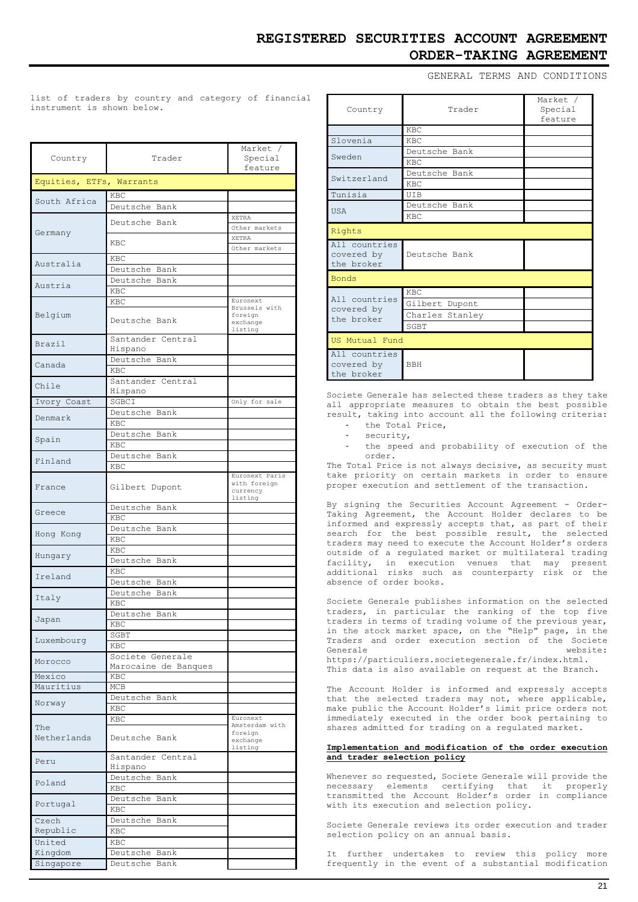list of traders by country and category of financial instrument is shown below.

| Country | Trader | Market / Special feature |
|---|---|---|
| **Equities, ETFs, Warrants** | | |
| South Africa | KBC | |
| | Deutsche Bank | |
| Germany | Deutsche Bank | XETRA |
| | | Other markets |
| | KBC | XETRA |
| | | Other markets |
| Australia | KBC | |
| | Deutsche Bank | |
| Austria | Deutsche Bank | |
| | KBC | |
| Belgium | KBC | Euronext Brussels with foreign exchange listing |
| | Deutsche Bank | |
| Brazil | Santander Central Hispano | |
| Canada | Deutsche Bank | |
| | KBC | |
| Chile | Santander Central Hispano | |
| Ivory Coast | SGBCI | Only for sale |
| Denmark | Deutsche Bank | |
| | KBC | |
| Spain | Deutsche Bank | |
| | KBC | |
| Finland | Deutsche Bank | |
| | KBC | |
| France | Gilbert Dupont | Euronext Paris with foreign currency listing |
| Greece | Deutsche Bank | |
| | KBC | |
| Hong Kong | Deutsche Bank | |
| | KBC | |
| Hungary | KBC | |
| | Deutsche Bank | |
| Ireland | KBC | |
| | Deutsche Bank | |
| Italy | Deutsche Bank | |
| | KBC | |
| Japan | Deutsche Bank | |
| | KBC | |
| Luxembourg | SGBT | |
| | KBC | |
| Morocco | Societe Generale Marocaine de Banques | |
| Mexico | KBC | |
| Mauritius | MCB | |
| Norway | Deutsche Bank | |
| | KBC | |
| The Netherlands | KBC | Euronext Amsterdam with foreign exchange listing |
| | Deutsche Bank | |
| Peru | Santander Central Hispano | |
| Poland | Deutsche Bank | |
| | KBC | |
| Portugal | Deutsche Bank | |
| | KBC | |
| Czech Republic | Deutsche Bank | |
| | KBC | |
| United Kingdom | KBC | |
| | Deutsche Bank | |
| Singapore | Deutsche Bank | |
| | KBC | |
| Slovenia | KBC | |
| Sweden | Deutsche Bank | |
| | KBC | |
| Switzerland | Deutsche Bank | |
| | KBC | |
| Tunisia | UIB | |
| USA | Deutsche Bank | |
| | KBC | |
| **Rights** | | |
| All countries covered by the broker | Deutsche Bank | |
| **Bonds** | | |
| All countries covered by the broker | KBC | |
| | Gilbert Dupont | |
| | Charles Stanley | |
| | SGBT | |
| **US Mutual Fund** | | |
| All countries covered by the broker | BBH | |

Societe Generale has selected these traders as they take all appropriate measures to obtain the best possible result, taking into account all the following criteria:

- the Total Price,
- security,
- the speed and probability of execution of the order.

The Total Price is not always decisive, as security must take priority on certain markets in order to ensure proper execution and settlement of the transaction.

By signing the Securities Account Agreement - Order-Taking Agreement, the Account Holder declares to be informed and expressly accepts that, as part of their search for the best possible result, the selected traders may need to execute the Account Holder's orders outside of a regulated market or multilateral trading facility, in execution venues that may present additional risks such as counterparty risk or the absence of order books.

Societe Generale publishes information on the selected traders, in particular the ranking of the top five traders in terms of trading volume of the previous year, in the stock market space, on the "Help" page, in the Traders and order execution section of the Societe Generale website: https://particuliers.societegenerale.fr/index.html. This data is also available on request at the Branch.

The Account Holder is informed and expressly accepts that the selected traders may not, where applicable, make public the Account Holder's limit price orders not immediately executed in the order book pertaining to shares admitted for trading on a regulated market.

**Implementation and modification of the order execution and trader selection policy**

Whenever so requested, Societe Generale will provide the necessary elements certifying that it properly transmitted the Account Holder's order in compliance with its execution and selection policy.

Societe Generale reviews its order execution and trader selection policy on an annual basis.

It further undertakes to review this policy more frequently in the event of a substantial modification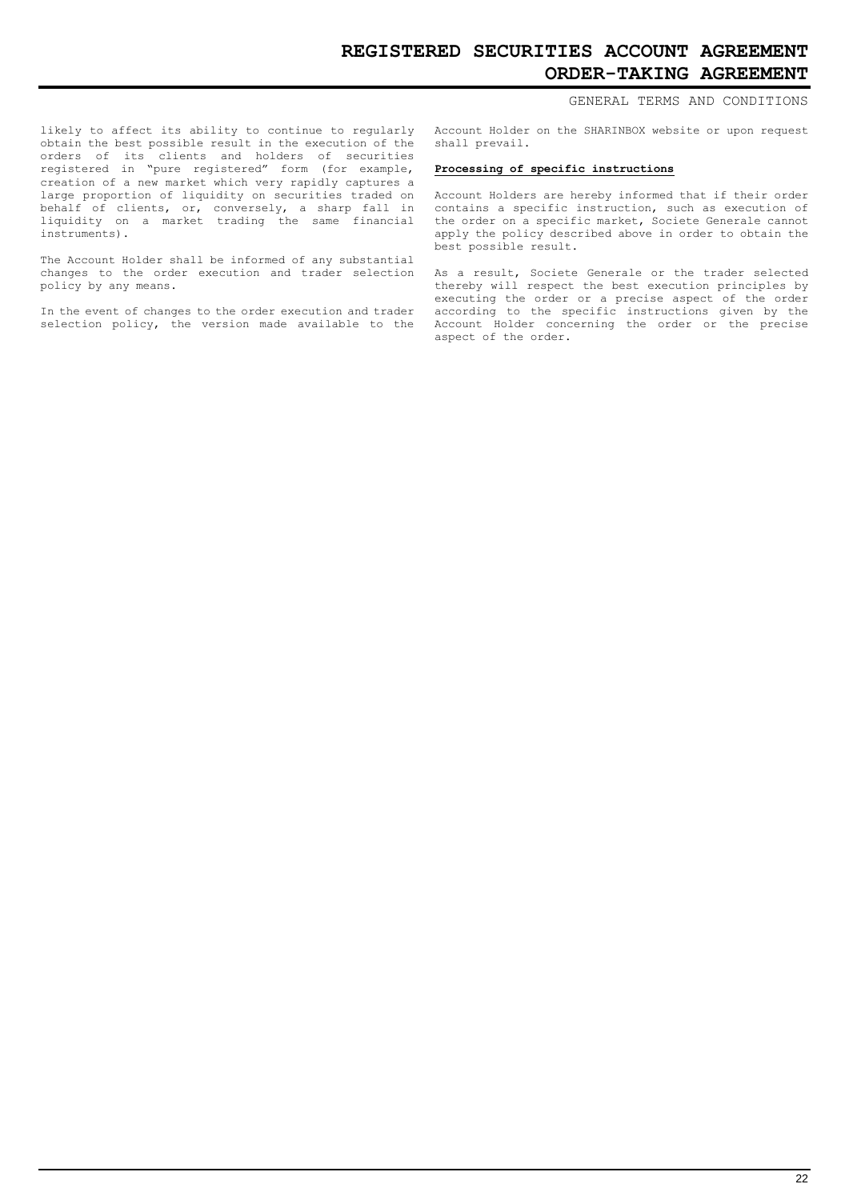likely to affect its ability to continue to regularly obtain the best possible result in the execution of the orders of its clients and holders of securities registered in "pure registered" form (for example, creation of a new market which very rapidly captures a large proportion of liquidity on securities traded on behalf of clients, or, conversely, a sharp fall in liquidity on a market trading the same financial instruments).

The Account Holder shall be informed of any substantial changes to the order execution and trader selection policy by any means.

In the event of changes to the order execution and trader selection policy, the version made available to the Account Holder on the SHARINBOX website or upon request shall prevail.

**Processing of specific instructions**

Account Holders are hereby informed that if their order contains a specific instruction, such as execution of the order on a specific market, Societe Generale cannot apply the policy described above in order to obtain the best possible result.

As a result, Societe Generale or the trader selected thereby will respect the best execution principles by executing the order or a precise aspect of the order according to the specific instructions given by the Account Holder concerning the order or the precise aspect of the order.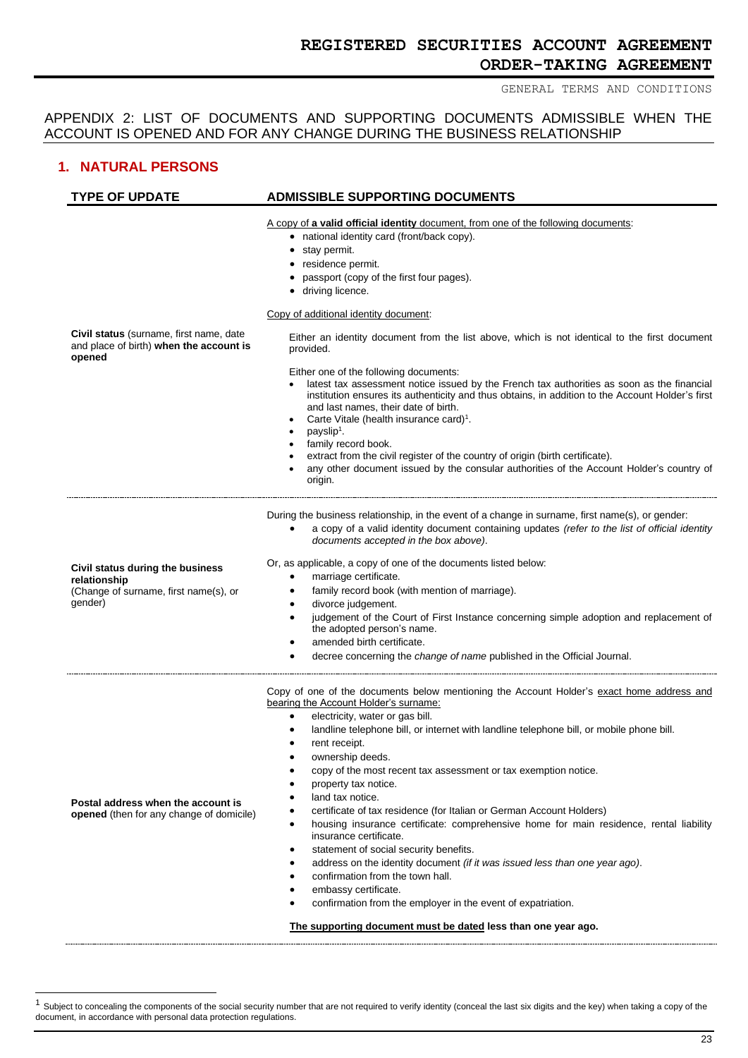## APPENDIX 2: LIST OF DOCUMENTS AND SUPPORTING DOCUMENTS ADMISSIBLE WHEN THE ACCOUNT IS OPENED AND FOR ANY CHANGE DURING THE BUSINESS RELATIONSHIP

### 1. NATURAL PERSONS

| TYPE OF UPDATE | ADMISSIBLE SUPPORTING DOCUMENTS |
|---|---|
| **Civil status** (surname, first name, date and place of birth) **when the account is opened** | A copy of **a valid official identity** document, from one of the following documents:<br>• national identity card (front/back copy).<br>• stay permit.<br>• residence permit.<br>• passport (copy of the first four pages).<br>• driving licence.<br><br>Copy of additional identity document:<br><br>Either an identity document from the list above, which is not identical to the first document provided.<br><br>Either one of the following documents:<br>• latest tax assessment notice issued by the French tax authorities as soon as the financial institution ensures its authenticity and thus obtains, in addition to the Account Holder's first and last names, their date of birth.<br>• Carte Vitale (health insurance card)[1].<br>• payslip[1].<br>• family record book.<br>• extract from the civil register of the country of origin (birth certificate).<br>• any other document issued by the consular authorities of the Account Holder's country of origin. |
| **Civil status during the business relationship** (Change of surname, first name(s), or gender) | During the business relationship, in the event of a change in surname, first name(s), or gender:<br>• a copy of a valid identity document containing updates *(refer to the list of official identity documents accepted in the box above)*.<br><br>Or, as applicable, a copy of one of the documents listed below:<br>• marriage certificate.<br>• family record book (with mention of marriage).<br>• divorce judgement.<br>• judgement of the Court of First Instance concerning simple adoption and replacement of the adopted person's name.<br>• amended birth certificate.<br>• decree concerning the *change of name* published in the Official Journal. |
| **Postal address when the account is opened** (then for any change of domicile) | Copy of one of the documents below mentioning the Account Holder's exact home address and bearing the Account Holder's surname:<br>• electricity, water or gas bill.<br>• landline telephone bill, or internet with landline telephone bill, or mobile phone bill.<br>• rent receipt.<br>• ownership deeds.<br>• copy of the most recent tax assessment or tax exemption notice.<br>• property tax notice.<br>• land tax notice.<br>• certificate of tax residence (for Italian or German Account Holders)<br>• housing insurance certificate: comprehensive home for main residence, rental liability insurance certificate.<br>• statement of social security benefits.<br>• address on the identity document *(if it was issued less than one year ago)*.<br>• confirmation from the town hall.<br>• embassy certificate.<br>• confirmation from the employer in the event of expatriation.<br><br>**The supporting document must be dated less than one year ago.** |

[1] Subject to concealing the components of the social security number that are not required to verify identity (conceal the last six digits and the key) when taking a copy of the document, in accordance with personal data protection regulations.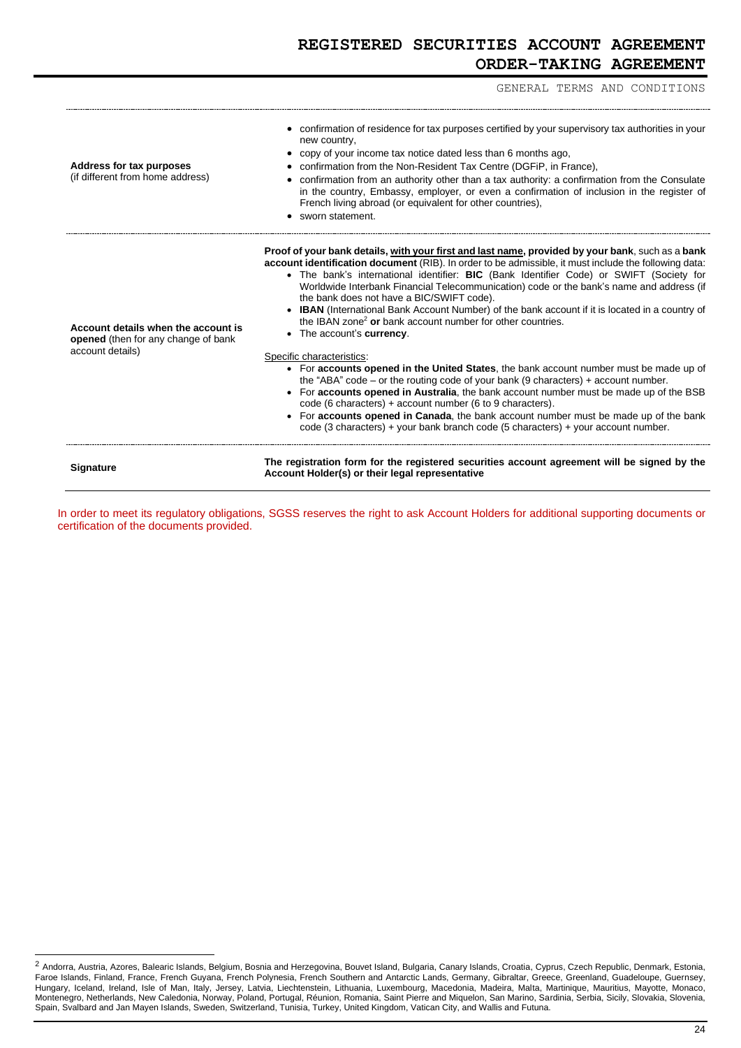| | |
|---|---|
| **Address for tax purposes** (if different from home address) | • confirmation of residence for tax purposes certified by your supervisory tax authorities in your new country,<br>• copy of your income tax notice dated less than 6 months ago,<br>• confirmation from the Non-Resident Tax Centre (DGFiP, in France),<br>• confirmation from an authority other than a tax authority: a confirmation from the Consulate in the country, Embassy, employer, or even a confirmation of inclusion in the register of French living abroad (or equivalent for other countries),<br>• sworn statement. |
| **Account details when the account is opened** (then for any change of bank account details) | **Proof of your bank details, with your first and last name, provided by your bank**, such as a **bank account identification document** (RIB). In order to be admissible, it must include the following data:<br>• The bank's international identifier: **BIC** (Bank Identifier Code) or SWIFT (Society for Worldwide Interbank Financial Telecommunication) code or the bank's name and address (if the bank does not have a BIC/SWIFT code).<br>• **IBAN** (International Bank Account Number) of the bank account if it is located in a country of the IBAN zone[2] **or** bank account number for other countries.<br>• The account's **currency**.<br><br>Specific characteristics:<br>• For **accounts opened in the United States**, the bank account number must be made up of the "ABA" code – or the routing code of your bank (9 characters) + account number.<br>• For **accounts opened in Australia**, the bank account number must be made up of the BSB code (6 characters) + account number (6 to 9 characters).<br>• For **accounts opened in Canada**, the bank account number must be made up of the bank code (3 characters) + your bank branch code (5 characters) + your account number. |
| **Signature** | **The registration form for the registered securities account agreement will be signed by the Account Holder(s) or their legal representative** |

In order to meet its regulatory obligations, SGSS reserves the right to ask Account Holders for additional supporting documents or certification of the documents provided.

[2] Andorra, Austria, Azores, Balearic Islands, Belgium, Bosnia and Herzegovina, Bouvet Island, Bulgaria, Canary Islands, Croatia, Cyprus, Czech Republic, Denmark, Estonia, Faroe Islands, Finland, France, French Guyana, French Polynesia, French Southern and Antarctic Lands, Germany, Gibraltar, Greece, Greenland, Guadeloupe, Guernsey, Hungary, Iceland, Ireland, Isle of Man, Italy, Jersey, Latvia, Liechtenstein, Lithuania, Luxembourg, Macedonia, Madeira, Malta, Martinique, Mauritius, Mayotte, Monaco, Montenegro, Netherlands, New Caledonia, Norway, Poland, Portugal, Réunion, Romania, Saint Pierre and Miquelon, San Marino, Sardinia, Serbia, Sicily, Slovakia, Slovenia, Spain, Svalbard and Jan Mayen Islands, Sweden, Switzerland, Tunisia, Turkey, United Kingdom, Vatican City, and Wallis and Futuna.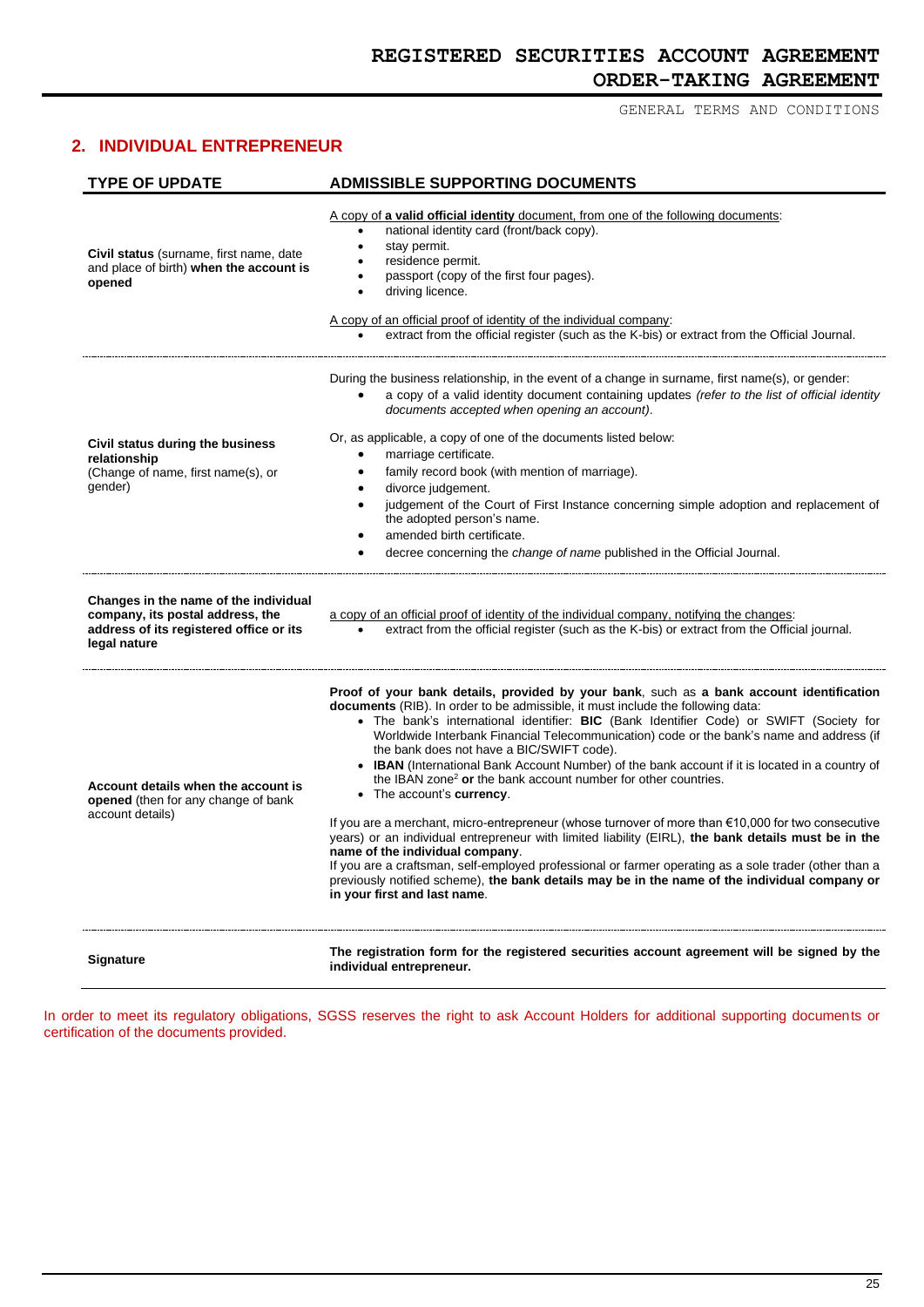## 2. INDIVIDUAL ENTREPRENEUR

| TYPE OF UPDATE | ADMISSIBLE SUPPORTING DOCUMENTS |
|---|---|
| **Civil status** (surname, first name, date and place of birth) **when the account is opened** | A copy of **a valid official identity** document, from one of the following documents:<br>• national identity card (front/back copy).<br>• stay permit.<br>• residence permit.<br>• passport (copy of the first four pages).<br>• driving licence.<br><br>A copy of an official proof of identity of the individual company:<br>• extract from the official register (such as the K-bis) or extract from the Official Journal. |
| **Civil status during the business relationship**<br>(Change of name, first name(s), or gender) | During the business relationship, in the event of a change in surname, first name(s), or gender:<br>• a copy of a valid identity document containing updates *(refer to the list of official identity documents accepted when opening an account)*.<br><br>Or, as applicable, a copy of one of the documents listed below:<br>• marriage certificate.<br>• family record book (with mention of marriage).<br>• divorce judgement.<br>• judgement of the Court of First Instance concerning simple adoption and replacement of the adopted person's name.<br>• amended birth certificate.<br>• decree concerning the *change of name* published in the Official Journal. |
| **Changes in the name of the individual company, its postal address, the address of its registered office or its legal nature** | a copy of an official proof of identity of the individual company, notifying the changes:<br>• extract from the official register (such as the K-bis) or extract from the Official journal. |
| **Account details when the account is opened** (then for any change of bank account details) | **Proof of your bank details, provided by your bank**, such as **a bank account identification documents** (RIB). In order to be admissible, it must include the following data:<br>• The bank's international identifier: **BIC** (Bank Identifier Code) or SWIFT (Society for Worldwide Interbank Financial Telecommunication) code or the bank's name and address (if the bank does not have a BIC/SWIFT code).<br>• **IBAN** (International Bank Account Number) of the bank account if it is located in a country of the IBAN zone[2] **or** the bank account number for other countries.<br>• The account's **currency**.<br><br>If you are a merchant, micro-entrepreneur (whose turnover of more than €10,000 for two consecutive years) or an individual entrepreneur with limited liability (EIRL), **the bank details must be in the name of the individual company**.<br>If you are a craftsman, self-employed professional or farmer operating as a sole trader (other than a previously notified scheme), **the bank details may be in the name of the individual company or in your first and last name**. |
| **Signature** | **The registration form for the registered securities account agreement will be signed by the individual entrepreneur.** |

In order to meet its regulatory obligations, SGSS reserves the right to ask Account Holders for additional supporting documents or certification of the documents provided.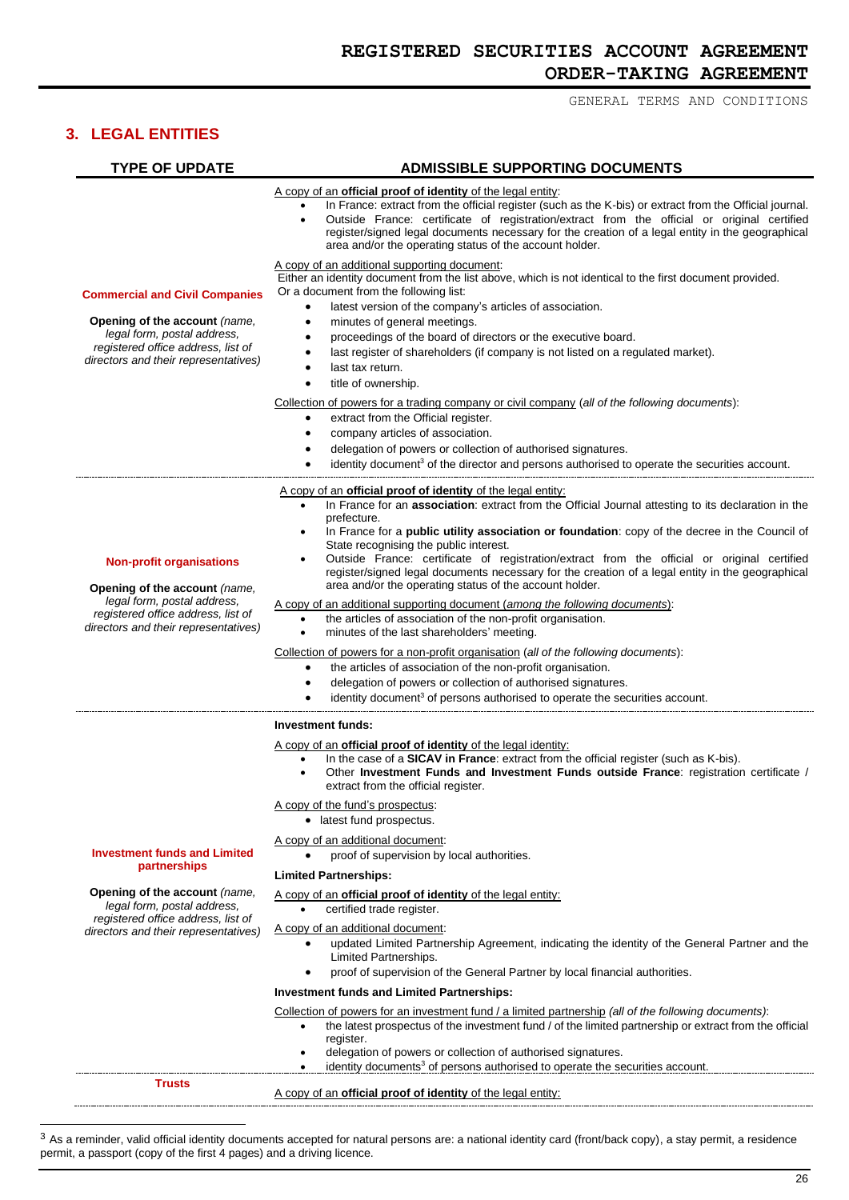## 3. LEGAL ENTITIES

| TYPE OF UPDATE | ADMISSIBLE SUPPORTING DOCUMENTS |
|---|---|
| **Commercial and Civil Companies**<br><br>**Opening of the account** *(name, legal form, postal address, registered office address, list of directors and their representatives)* | A copy of an **official proof of identity** of the legal entity:<br>• In France: extract from the official register (such as the K-bis) or extract from the Official journal.<br>• Outside France: certificate of registration/extract from the official or original certified register/signed legal documents necessary for the creation of a legal entity in the geographical area and/or the operating status of the account holder.<br><br>A copy of an additional supporting document:<br>Either an identity document from the list above, which is not identical to the first document provided.<br>Or a document from the following list:<br>• latest version of the company's articles of association.<br>• minutes of general meetings.<br>• proceedings of the board of directors or the executive board.<br>• last register of shareholders (if company is not listed on a regulated market).<br>• last tax return.<br>• title of ownership.<br><br>Collection of powers for a trading company or civil company (*all of the following documents*):<br>• extract from the Official register.<br>• company articles of association.<br>• delegation of powers or collection of authorised signatures.<br>• identity document[3] of the director and persons authorised to operate the securities account. |
| **Non-profit organisations**<br><br>**Opening of the account** *(name, legal form, postal address, registered office address, list of directors and their representatives)* | A copy of an **official proof of identity** of the legal entity:<br>• In France for an **association**: extract from the Official Journal attesting to its declaration in the prefecture.<br>• In France for a **public utility association or foundation**: copy of the decree in the Council of State recognising the public interest.<br>• Outside France: certificate of registration/extract from the official or original certified register/signed legal documents necessary for the creation of a legal entity in the geographical area and/or the operating status of the account holder.<br><br>A copy of an additional supporting document (*among the following documents*):<br>• the articles of association of the non-profit organisation.<br>• minutes of the last shareholders' meeting.<br><br>Collection of powers for a non-profit organisation (*all of the following documents*):<br>• the articles of association of the non-profit organisation.<br>• delegation of powers or collection of authorised signatures.<br>• identity document[3] of persons authorised to operate the securities account. |
| **Investment funds and Limited partnerships**<br><br>**Opening of the account** *(name, legal form, postal address, registered office address, list of directors and their representatives)* | **Investment funds:**<br><br>A copy of an **official proof of identity** of the legal identity:<br>• In the case of a **SICAV in France**: extract from the official register (such as K-bis).<br>• Other **Investment Funds and Investment Funds outside France**: registration certificate / extract from the official register.<br><br>A copy of the fund's prospectus:<br>• latest fund prospectus.<br><br>A copy of an additional document:<br>• proof of supervision by local authorities.<br><br>**Limited Partnerships:**<br><br>A copy of an **official proof of identity** of the legal entity:<br>• certified trade register.<br><br>A copy of an additional document:<br>• updated Limited Partnership Agreement, indicating the identity of the General Partner and the Limited Partnerships.<br>• proof of supervision of the General Partner by local financial authorities.<br><br>**Investment funds and Limited Partnerships:**<br><br>Collection of powers for an investment fund / a limited partnership *(all of the following documents)*:<br>• the latest prospectus of the investment fund / of the limited partnership or extract from the official register.<br>• delegation of powers or collection of authorised signatures.<br>• identity documents[3] of persons authorised to operate the securities account. |
| **Trusts** | A copy of an **official proof of identity** of the legal entity: |

[3] As a reminder, valid official identity documents accepted for natural persons are: a national identity card (front/back copy), a stay permit, a residence permit, a passport (copy of the first 4 pages) and a driving licence.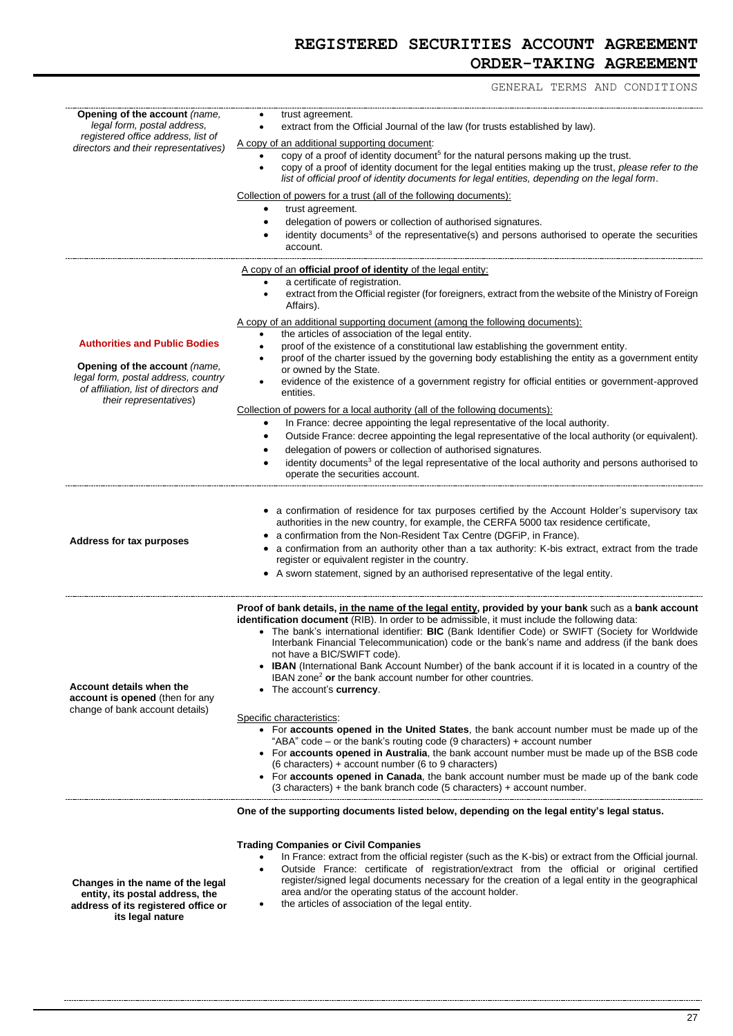# REGISTERED SECURITIES ACCOUNT AGREEMENT

## ORDER-TAKING AGREEMENT

GENERAL TERMS AND CONDITIONS

| | |
|---|---|
| **Opening of the account** *(name, legal form, postal address, registered office address, list of directors and their representatives)* | • trust agreement.<br>• extract from the Official Journal of the law (for trusts established by law).<br><br>A copy of an additional supporting document:<br>• copy of a proof of identity document[5] for the natural persons making up the trust.<br>• copy of a proof of identity document for the legal entities making up the trust, *please refer to the list of official proof of identity documents for legal entities, depending on the legal form*.<br><br>Collection of powers for a trust (all of the following documents):<br>• trust agreement.<br>• delegation of powers or collection of authorised signatures.<br>• identity documents[3] of the representative(s) and persons authorised to operate the securities account. |
| **Authorities and Public Bodies**<br><br>**Opening of the account** *(name, legal form, postal address, country of affiliation, list of directors and their representatives)* | A copy of an **official proof of identity** of the legal entity:<br>• a certificate of registration.<br>• extract from the Official register (for foreigners, extract from the website of the Ministry of Foreign Affairs).<br><br>A copy of an additional supporting document (among the following documents):<br>• the articles of association of the legal entity.<br>• proof of the existence of a constitutional law establishing the government entity.<br>• proof of the charter issued by the governing body establishing the entity as a government entity or owned by the State.<br>• evidence of the existence of a government registry for official entities or government-approved entities.<br><br>Collection of powers for a local authority (all of the following documents):<br>• In France: decree appointing the legal representative of the local authority.<br>• Outside France: decree appointing the legal representative of the local authority (or equivalent).<br>• delegation of powers or collection of authorised signatures.<br>• identity documents[3] of the legal representative of the local authority and persons authorised to operate the securities account. |
| **Address for tax purposes** | • a confirmation of residence for tax purposes certified by the Account Holder's supervisory tax authorities in the new country, for example, the CERFA 5000 tax residence certificate,<br>• a confirmation from the Non-Resident Tax Centre (DGFiP, in France).<br>• a confirmation from an authority other than a tax authority: K-bis extract, extract from the trade register or equivalent register in the country.<br>• A sworn statement, signed by an authorised representative of the legal entity. |
| **Account details when the account is opened** (then for any change of bank account details) | **Proof of bank details, in the name of the legal entity, provided by your bank** such as a **bank account identification document** (RIB). In order to be admissible, it must include the following data:<br>• The bank's international identifier: **BIC** (Bank Identifier Code) or SWIFT (Society for Worldwide Interbank Financial Telecommunication) code or the bank's name and address (if the bank does not have a BIC/SWIFT code).<br>• **IBAN** (International Bank Account Number) of the bank account if it is located in a country of the IBAN zone[2] **or** the bank account number for other countries.<br>• The account's **currency**.<br><br>Specific characteristics:<br>• For **accounts opened in the United States**, the bank account number must be made up of the "ABA" code – or the bank's routing code (9 characters) + account number<br>• For **accounts opened in Australia**, the bank account number must be made up of the BSB code (6 characters) + account number (6 to 9 characters)<br>• For **accounts opened in Canada**, the bank account number must be made up of the bank code (3 characters) + the bank branch code (5 characters) + account number. |
| **Changes in the name of the legal entity, its postal address, the address of its registered office or its legal nature** | **One of the supporting documents listed below, depending on the legal entity's legal status.**<br><br>**Trading Companies or Civil Companies**<br>• In France: extract from the official register (such as the K-bis) or extract from the Official journal.<br>• Outside France: certificate of registration/extract from the official or original certified register/signed legal documents necessary for the creation of a legal entity in the geographical area and/or the operating status of the account holder.<br>• the articles of association of the legal entity. |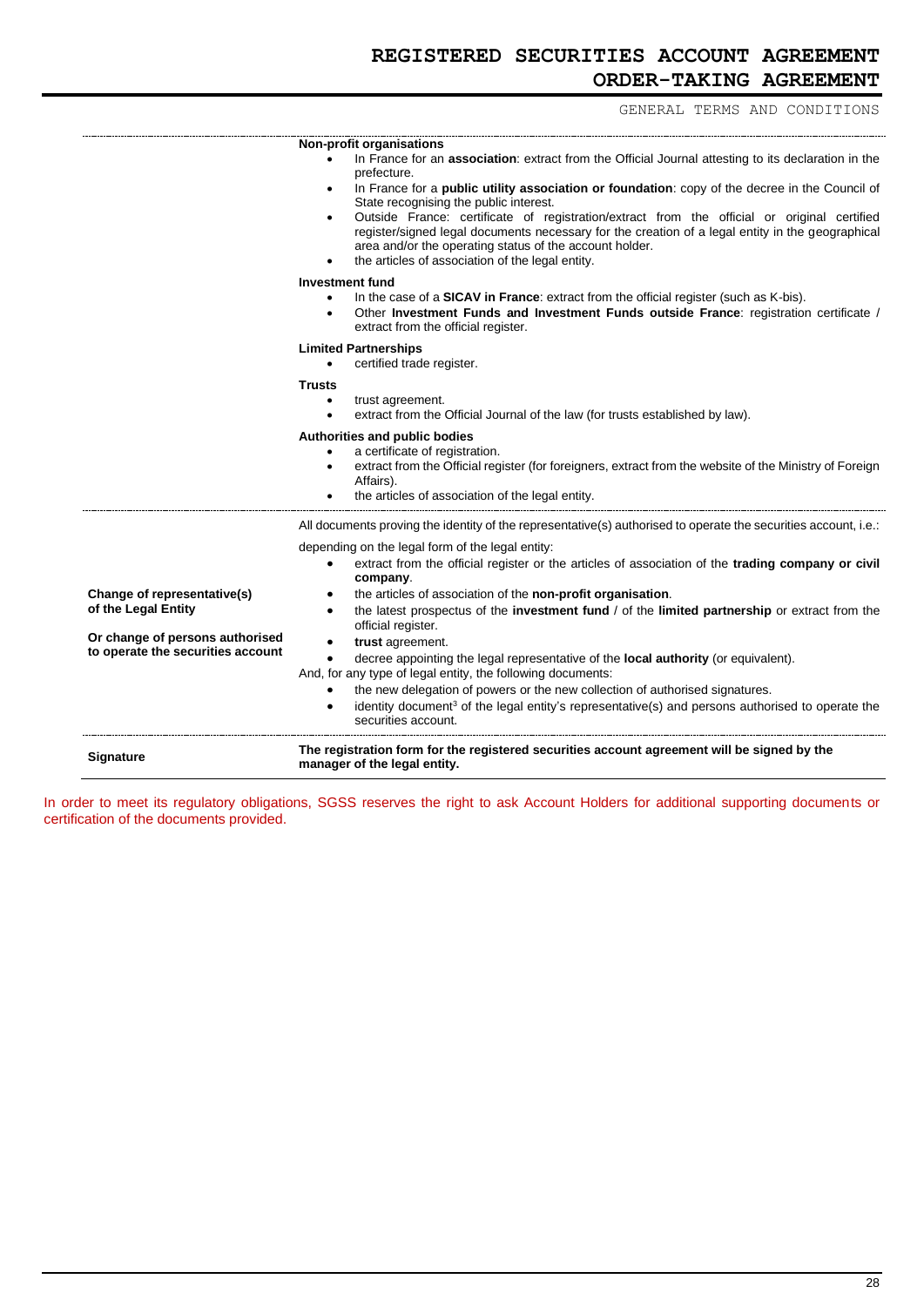| | |
|---|---|
| | **Non-profit organisations**<br>• In France for an **association**: extract from the Official Journal attesting to its declaration in the prefecture.<br>• In France for a **public utility association or foundation**: copy of the decree in the Council of State recognising the public interest.<br>• Outside France: certificate of registration/extract from the official or original certified register/signed legal documents necessary for the creation of a legal entity in the geographical area and/or the operating status of the account holder.<br>• the articles of association of the legal entity.<br><br>**Investment fund**<br>• In the case of a **SICAV in France**: extract from the official register (such as K-bis).<br>• Other **Investment Funds and Investment Funds outside France**: registration certificate / extract from the official register.<br><br>**Limited Partnerships**<br>• certified trade register.<br><br>**Trusts**<br>• trust agreement.<br>• extract from the Official Journal of the law (for trusts established by law).<br><br>**Authorities and public bodies**<br>• a certificate of registration.<br>• extract from the Official register (for foreigners, extract from the website of the Ministry of Foreign Affairs).<br>• the articles of association of the legal entity. |
| **Change of representative(s) of the Legal Entity**<br><br>**Or change of persons authorised to operate the securities account** | All documents proving the identity of the representative(s) authorised to operate the securities account, i.e.:<br><br>depending on the legal form of the legal entity:<br>• extract from the official register or the articles of association of the **trading company or civil company**.<br>• the articles of association of the **non-profit organisation**.<br>• the latest prospectus of the **investment fund** / of the **limited partnership** or extract from the official register.<br>• **trust** agreement.<br>• decree appointing the legal representative of the **local authority** (or equivalent).<br>And, for any type of legal entity, the following documents:<br>• the new delegation of powers or the new collection of authorised signatures.<br>• identity document[3] of the legal entity's representative(s) and persons authorised to operate the securities account. |
| **Signature** | **The registration form for the registered securities account agreement will be signed by the manager of the legal entity.** |

In order to meet its regulatory obligations, SGSS reserves the right to ask Account Holders for additional supporting documents or certification of the documents provided.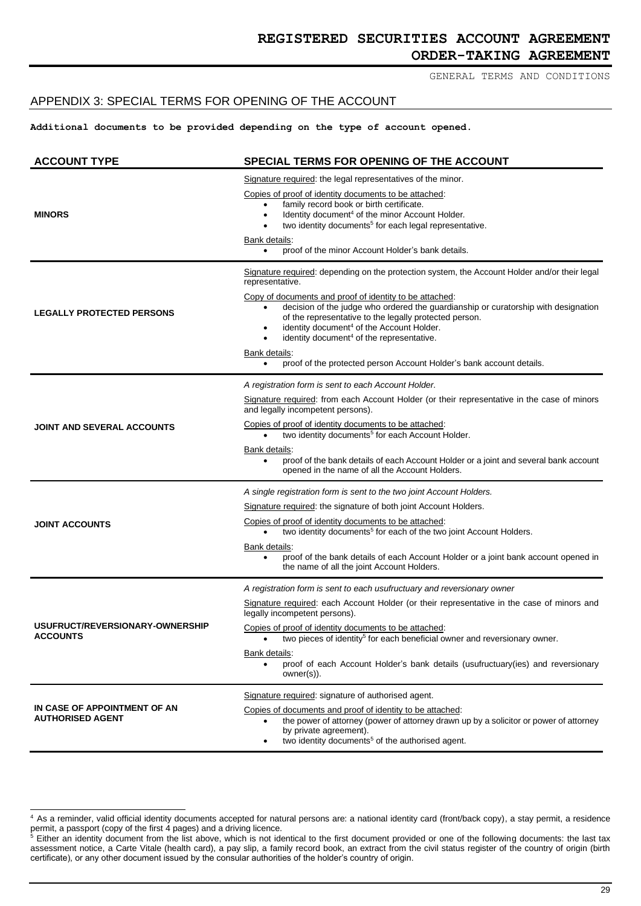# APPENDIX 3: SPECIAL TERMS FOR OPENING OF THE ACCOUNT

**Additional documents to be provided depending on the type of account opened.**

| ACCOUNT TYPE | SPECIAL TERMS FOR OPENING OF THE ACCOUNT |
|---|---|
| **MINORS** | Signature required: the legal representatives of the minor.<br><br>Copies of proof of identity documents to be attached:<br>• family record book or birth certificate.<br>• Identity document[4] of the minor Account Holder.<br>• two identity documents[5] for each legal representative.<br><br>Bank details:<br>• proof of the minor Account Holder's bank details. |
| **LEGALLY PROTECTED PERSONS** | Signature required: depending on the protection system, the Account Holder and/or their legal representative.<br><br>Copy of documents and proof of identity to be attached:<br>• decision of the judge who ordered the guardianship or curatorship with designation of the representative to the legally protected person.<br>• identity document[4] of the Account Holder.<br>• identity document[4] of the representative.<br><br>Bank details:<br>• proof of the protected person Account Holder's bank account details. |
| **JOINT AND SEVERAL ACCOUNTS** | *A registration form is sent to each Account Holder.*<br><br>Signature required: from each Account Holder (or their representative in the case of minors and legally incompetent persons).<br><br>Copies of proof of identity documents to be attached:<br>• two identity documents[5] for each Account Holder.<br><br>Bank details:<br>• proof of the bank details of each Account Holder or a joint and several bank account opened in the name of all the Account Holders. |
| **JOINT ACCOUNTS** | *A single registration form is sent to the two joint Account Holders.*<br><br>Signature required: the signature of both joint Account Holders.<br><br>Copies of proof of identity documents to be attached:<br>• two identity documents[5] for each of the two joint Account Holders.<br><br>Bank details:<br>• proof of the bank details of each Account Holder or a joint bank account opened in the name of all the joint Account Holders. |
| **USUFRUCT/REVERSIONARY-OWNERSHIP ACCOUNTS** | *A registration form is sent to each usufructuary and reversionary owner*<br><br>Signature required: each Account Holder (or their representative in the case of minors and legally incompetent persons).<br><br>Copies of proof of identity documents to be attached:<br>• two pieces of identity[5] for each beneficial owner and reversionary owner.<br><br>Bank details:<br>• proof of each Account Holder's bank details (usufructuary(ies) and reversionary owner(s)). |
| **IN CASE OF APPOINTMENT OF AN AUTHORISED AGENT** | Signature required: signature of authorised agent.<br><br>Copies of documents and proof of identity to be attached:<br>• the power of attorney (power of attorney drawn up by a solicitor or power of attorney by private agreement).<br>• two identity documents[5] of the authorised agent. |

[4] As a reminder, valid official identity documents accepted for natural persons are: a national identity card (front/back copy), a stay permit, a residence permit, a passport (copy of the first 4 pages) and a driving licence.

[5] Either an identity document from the list above, which is not identical to the first document provided or one of the following documents: the last tax assessment notice, a Carte Vitale (health card), a pay slip, a family record book, an extract from the civil status register of the country of origin (birth certificate), or any other document issued by the consular authorities of the holder's country of origin.